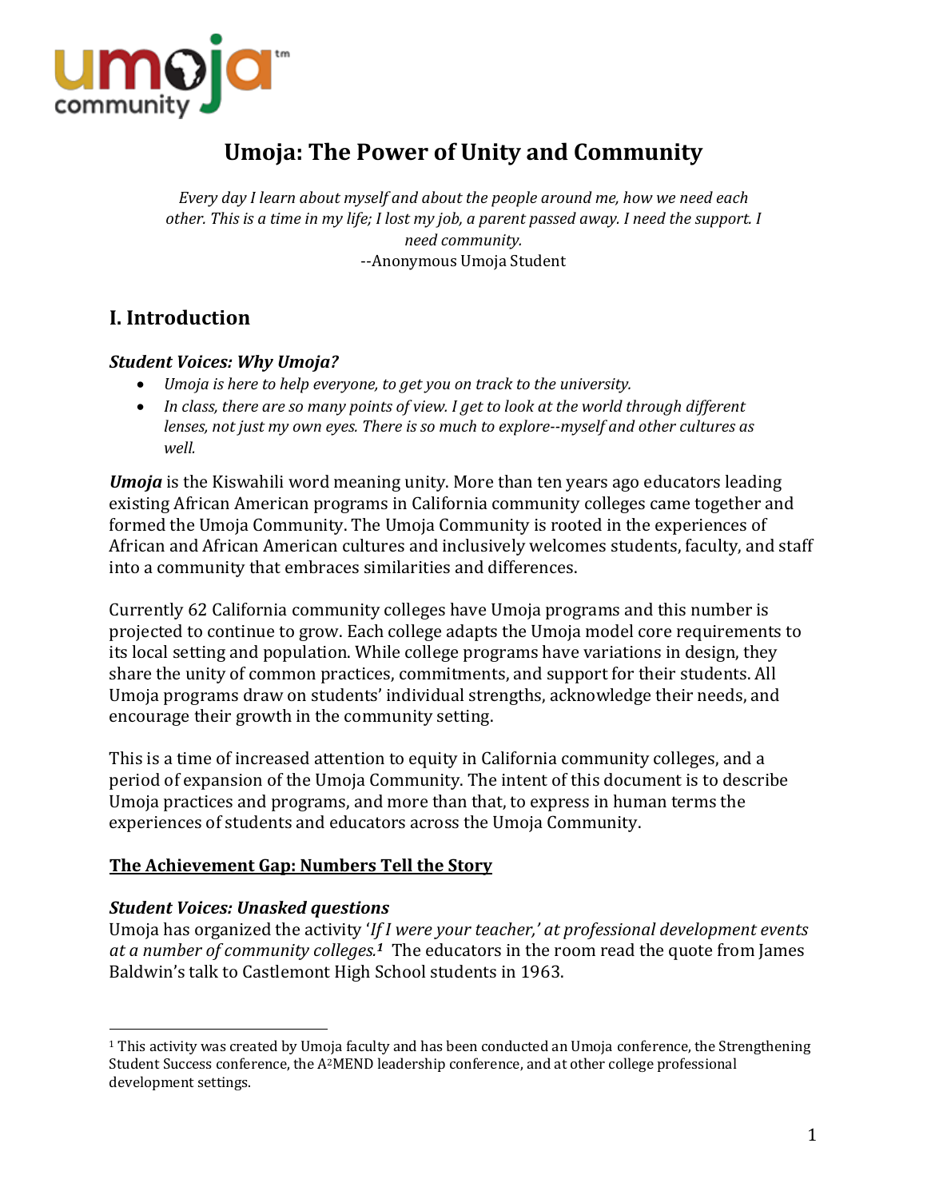# Umoja: The Power of Unity and Community

*Every day I learn about myself and about the people around me, how we need each other. This is a time in my life; I lost my job, a parent passed away. I need the support. I need community.*
--Anonymous Umoja Student

## I. Introduction

### *Student Voices: Why Umoja?*

- *Umoja is here to help everyone, to get you on track to the university.*
- *In class, there are so many points of view. I get to look at the world through different lenses, not just my own eyes. There is so much to explore--myself and other cultures as well.*

***Umoja*** is the Kiswahili word meaning unity. More than ten years ago educators leading existing African American programs in California community colleges came together and formed the Umoja Community. The Umoja Community is rooted in the experiences of African and African American cultures and inclusively welcomes students, faculty, and staff into a community that embraces similarities and differences.

Currently 62 California community colleges have Umoja programs and this number is projected to continue to grow. Each college adapts the Umoja model core requirements to its local setting and population. While college programs have variations in design, they share the unity of common practices, commitments, and support for their students. All Umoja programs draw on students' individual strengths, acknowledge their needs, and encourage their growth in the community setting.

This is a time of increased attention to equity in California community colleges, and a period of expansion of the Umoja Community. The intent of this document is to describe Umoja practices and programs, and more than that, to express in human terms the experiences of students and educators across the Umoja Community.

### The Achievement Gap: Numbers Tell the Story

### *Student Voices: Unasked questions*

Umoja has organized the activity '*If I were your teacher,' at professional development events at a number of community colleges.*[1] The educators in the room read the quote from James Baldwin's talk to Castlemont High School students in 1963.

---

[1] This activity was created by Umoja faculty and has been conducted an Umoja conference, the Strengthening Student Success conference, the A²MEND leadership conference, and at other college professional development settings.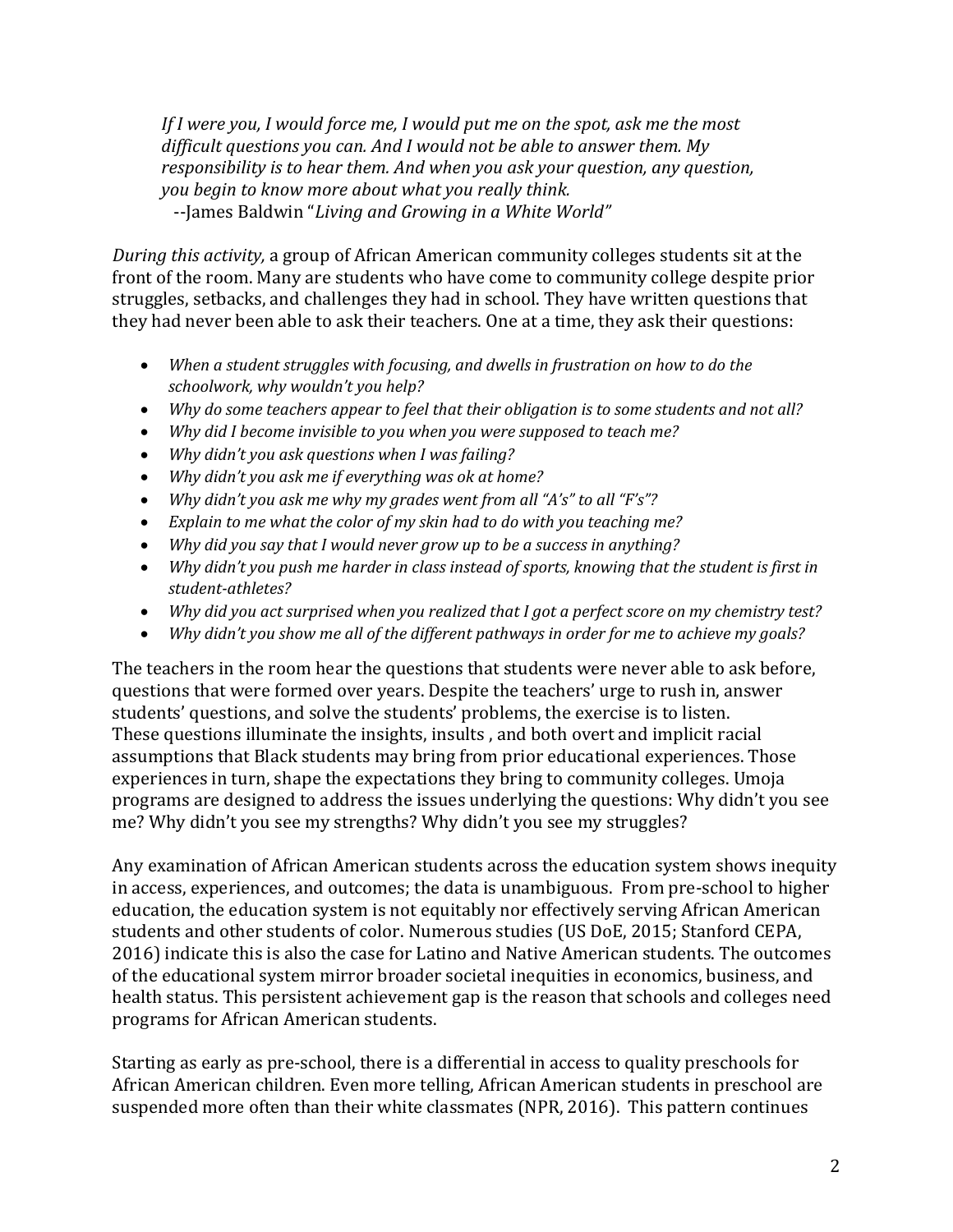*If I were you, I would force me, I would put me on the spot, ask me the most difficult questions you can. And I would not be able to answer them. My responsibility is to hear them. And when you ask your question, any question, you begin to know more about what you really think.*
--James Baldwin "*Living and Growing in a White World"*

*During this activity,* a group of African American community colleges students sit at the front of the room. Many are students who have come to community college despite prior struggles, setbacks, and challenges they had in school. They have written questions that they had never been able to ask their teachers. One at a time, they ask their questions:

- *When a student struggles with focusing, and dwells in frustration on how to do the schoolwork, why wouldn't you help?*
- *Why do some teachers appear to feel that their obligation is to some students and not all?*
- *Why did I become invisible to you when you were supposed to teach me?*
- *Why didn't you ask questions when I was failing?*
- *Why didn't you ask me if everything was ok at home?*
- *Why didn't you ask me why my grades went from all "A's" to all "F's"?*
- *Explain to me what the color of my skin had to do with you teaching me?*
- *Why did you say that I would never grow up to be a success in anything?*
- *Why didn't you push me harder in class instead of sports, knowing that the student is first in student-athletes?*
- *Why did you act surprised when you realized that I got a perfect score on my chemistry test?*
- *Why didn't you show me all of the different pathways in order for me to achieve my goals?*

The teachers in the room hear the questions that students were never able to ask before, questions that were formed over years. Despite the teachers' urge to rush in, answer students' questions, and solve the students' problems, the exercise is to listen. These questions illuminate the insights, insults , and both overt and implicit racial assumptions that Black students may bring from prior educational experiences. Those experiences in turn, shape the expectations they bring to community colleges. Umoja programs are designed to address the issues underlying the questions: Why didn't you see me? Why didn't you see my strengths? Why didn't you see my struggles?

Any examination of African American students across the education system shows inequity in access, experiences, and outcomes; the data is unambiguous. From pre-school to higher education, the education system is not equitably nor effectively serving African American students and other students of color. Numerous studies (US DoE, 2015; Stanford CEPA, 2016) indicate this is also the case for Latino and Native American students. The outcomes of the educational system mirror broader societal inequities in economics, business, and health status. This persistent achievement gap is the reason that schools and colleges need programs for African American students.

Starting as early as pre-school, there is a differential in access to quality preschools for African American children. Even more telling, African American students in preschool are suspended more often than their white classmates (NPR, 2016). This pattern continues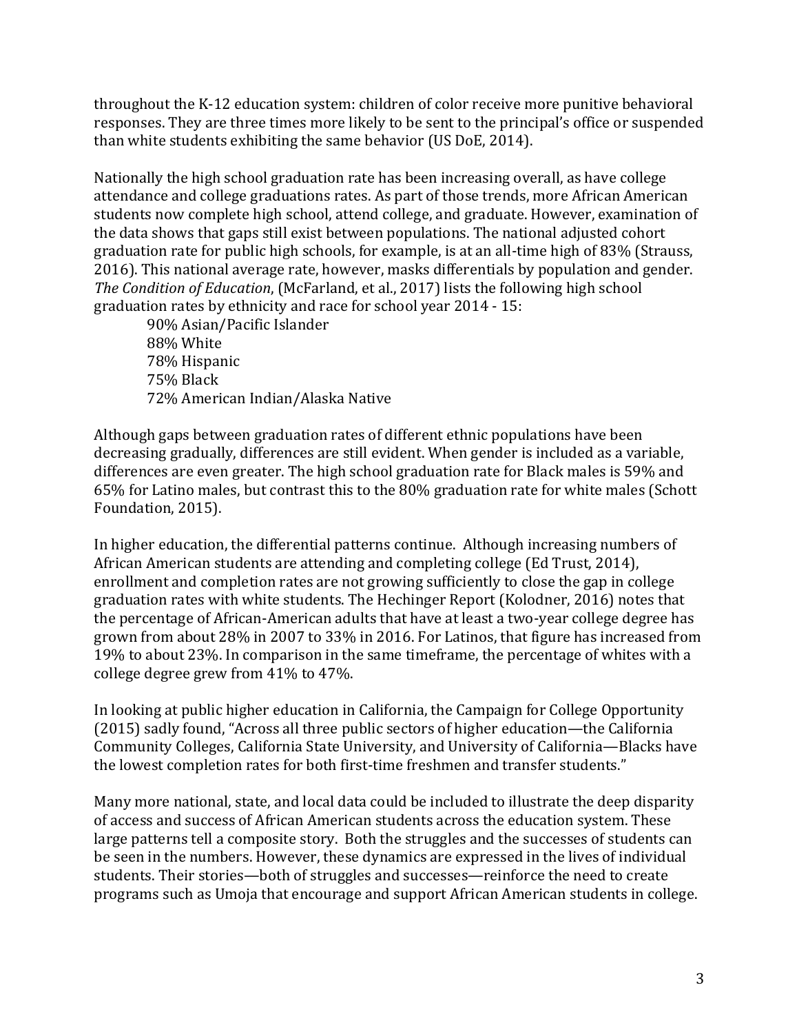throughout the K-12 education system: children of color receive more punitive behavioral responses. They are three times more likely to be sent to the principal's office or suspended than white students exhibiting the same behavior (US DoE, 2014).

Nationally the high school graduation rate has been increasing overall, as have college attendance and college graduations rates. As part of those trends, more African American students now complete high school, attend college, and graduate. However, examination of the data shows that gaps still exist between populations. The national adjusted cohort graduation rate for public high schools, for example, is at an all-time high of 83% (Strauss, 2016). This national average rate, however, masks differentials by population and gender. *The Condition of Education*, (McFarland, et al., 2017) lists the following high school graduation rates by ethnicity and race for school year 2014 - 15:

> 90% Asian/Pacific Islander
> 88% White
> 78% Hispanic
> 75% Black
> 72% American Indian/Alaska Native

Although gaps between graduation rates of different ethnic populations have been decreasing gradually, differences are still evident. When gender is included as a variable, differences are even greater. The high school graduation rate for Black males is 59% and 65% for Latino males, but contrast this to the 80% graduation rate for white males (Schott Foundation, 2015).

In higher education, the differential patterns continue. Although increasing numbers of African American students are attending and completing college (Ed Trust, 2014), enrollment and completion rates are not growing sufficiently to close the gap in college graduation rates with white students. The Hechinger Report (Kolodner, 2016) notes that the percentage of African-American adults that have at least a two-year college degree has grown from about 28% in 2007 to 33% in 2016. For Latinos, that figure has increased from 19% to about 23%. In comparison in the same timeframe, the percentage of whites with a college degree grew from 41% to 47%.

In looking at public higher education in California, the Campaign for College Opportunity (2015) sadly found, "Across all three public sectors of higher education—the California Community Colleges, California State University, and University of California—Blacks have the lowest completion rates for both first-time freshmen and transfer students."

Many more national, state, and local data could be included to illustrate the deep disparity of access and success of African American students across the education system. These large patterns tell a composite story. Both the struggles and the successes of students can be seen in the numbers. However, these dynamics are expressed in the lives of individual students. Their stories—both of struggles and successes—reinforce the need to create programs such as Umoja that encourage and support African American students in college.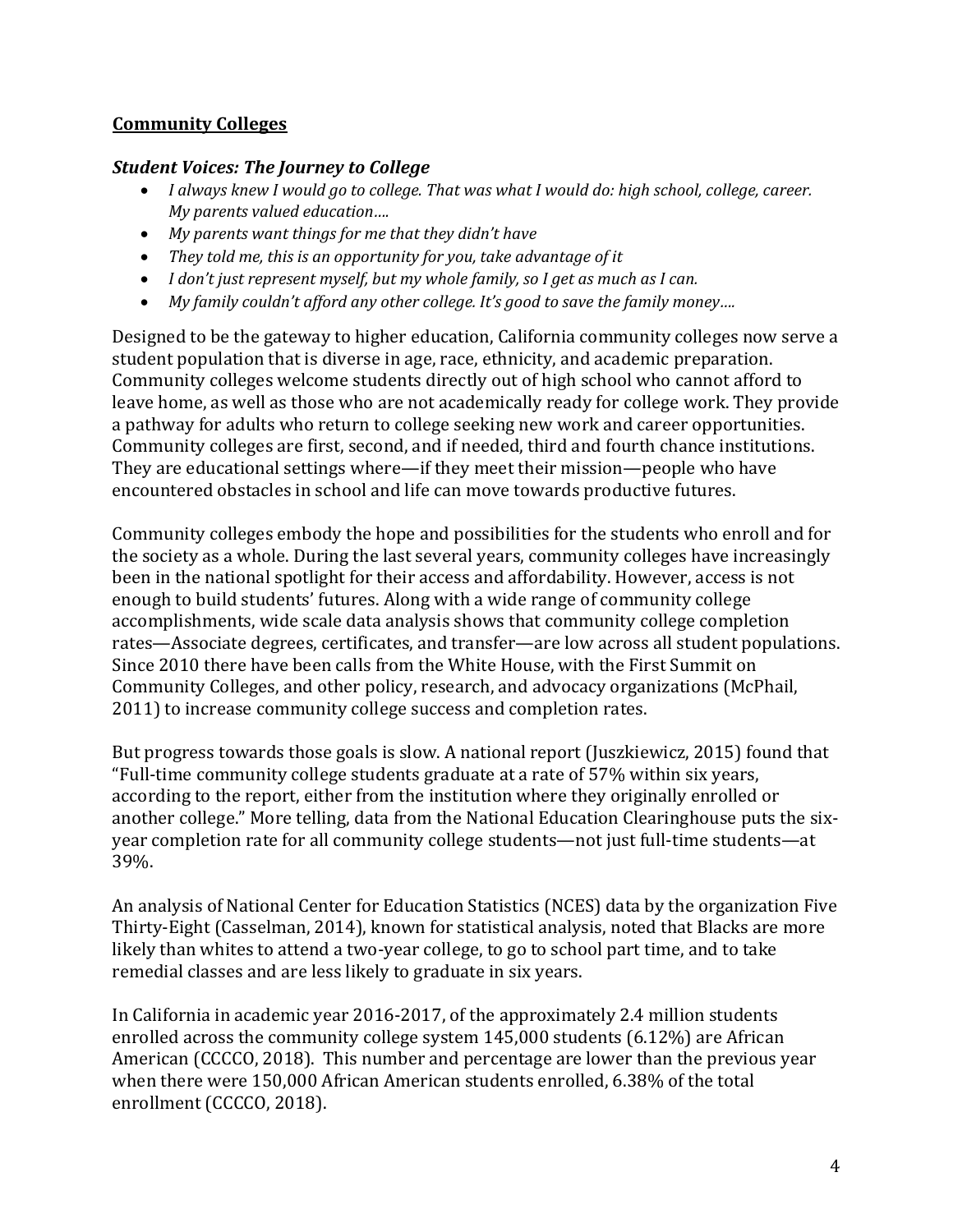## <u>Community Colleges</u>

### *Student Voices: The Journey to College*

- *I always knew I would go to college. That was what I would do: high school, college, career. My parents valued education….*
- *My parents want things for me that they didn't have*
- *They told me, this is an opportunity for you, take advantage of it*
- *I don't just represent myself, but my whole family, so I get as much as I can.*
- *My family couldn't afford any other college. It's good to save the family money….*

Designed to be the gateway to higher education, California community colleges now serve a student population that is diverse in age, race, ethnicity, and academic preparation. Community colleges welcome students directly out of high school who cannot afford to leave home, as well as those who are not academically ready for college work. They provide a pathway for adults who return to college seeking new work and career opportunities. Community colleges are first, second, and if needed, third and fourth chance institutions. They are educational settings where—if they meet their mission—people who have encountered obstacles in school and life can move towards productive futures.

Community colleges embody the hope and possibilities for the students who enroll and for the society as a whole. During the last several years, community colleges have increasingly been in the national spotlight for their access and affordability. However, access is not enough to build students' futures. Along with a wide range of community college accomplishments, wide scale data analysis shows that community college completion rates—Associate degrees, certificates, and transfer—are low across all student populations. Since 2010 there have been calls from the White House, with the First Summit on Community Colleges, and other policy, research, and advocacy organizations (McPhail, 2011) to increase community college success and completion rates.

But progress towards those goals is slow. A national report (Juszkiewicz, 2015) found that "Full-time community college students graduate at a rate of 57% within six years, according to the report, either from the institution where they originally enrolled or another college." More telling, data from the National Education Clearinghouse puts the six-year completion rate for all community college students—not just full-time students—at 39%.

An analysis of National Center for Education Statistics (NCES) data by the organization Five Thirty-Eight (Casselman, 2014), known for statistical analysis, noted that Blacks are more likely than whites to attend a two-year college, to go to school part time, and to take remedial classes and are less likely to graduate in six years.

In California in academic year 2016-2017, of the approximately 2.4 million students enrolled across the community college system 145,000 students (6.12%) are African American (CCCCO, 2018). This number and percentage are lower than the previous year when there were 150,000 African American students enrolled, 6.38% of the total enrollment (CCCCO, 2018).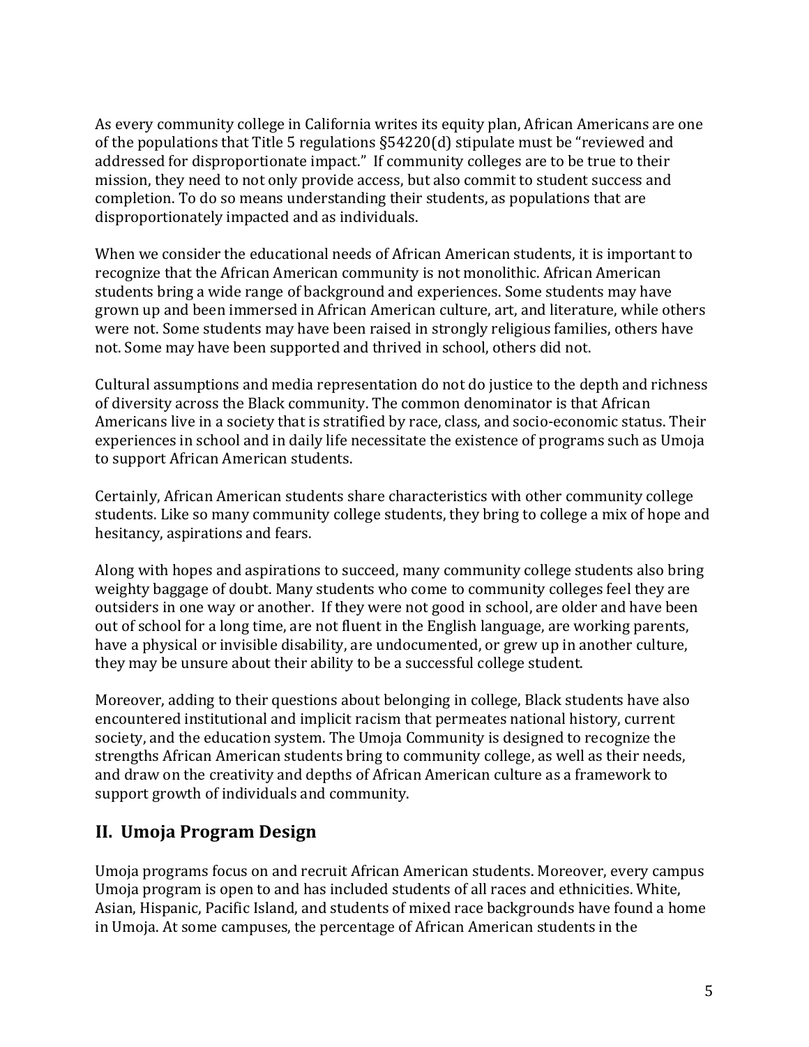As every community college in California writes its equity plan, African Americans are one of the populations that Title 5 regulations §54220(d) stipulate must be "reviewed and addressed for disproportionate impact." If community colleges are to be true to their mission, they need to not only provide access, but also commit to student success and completion. To do so means understanding their students, as populations that are disproportionately impacted and as individuals.

When we consider the educational needs of African American students, it is important to recognize that the African American community is not monolithic. African American students bring a wide range of background and experiences. Some students may have grown up and been immersed in African American culture, art, and literature, while others were not. Some students may have been raised in strongly religious families, others have not. Some may have been supported and thrived in school, others did not.

Cultural assumptions and media representation do not do justice to the depth and richness of diversity across the Black community. The common denominator is that African Americans live in a society that is stratified by race, class, and socio-economic status. Their experiences in school and in daily life necessitate the existence of programs such as Umoja to support African American students.

Certainly, African American students share characteristics with other community college students. Like so many community college students, they bring to college a mix of hope and hesitancy, aspirations and fears.

Along with hopes and aspirations to succeed, many community college students also bring weighty baggage of doubt. Many students who come to community colleges feel they are outsiders in one way or another. If they were not good in school, are older and have been out of school for a long time, are not fluent in the English language, are working parents, have a physical or invisible disability, are undocumented, or grew up in another culture, they may be unsure about their ability to be a successful college student.

Moreover, adding to their questions about belonging in college, Black students have also encountered institutional and implicit racism that permeates national history, current society, and the education system. The Umoja Community is designed to recognize the strengths African American students bring to community college, as well as their needs, and draw on the creativity and depths of African American culture as a framework to support growth of individuals and community.

## II. Umoja Program Design

Umoja programs focus on and recruit African American students. Moreover, every campus Umoja program is open to and has included students of all races and ethnicities. White, Asian, Hispanic, Pacific Island, and students of mixed race backgrounds have found a home in Umoja. At some campuses, the percentage of African American students in the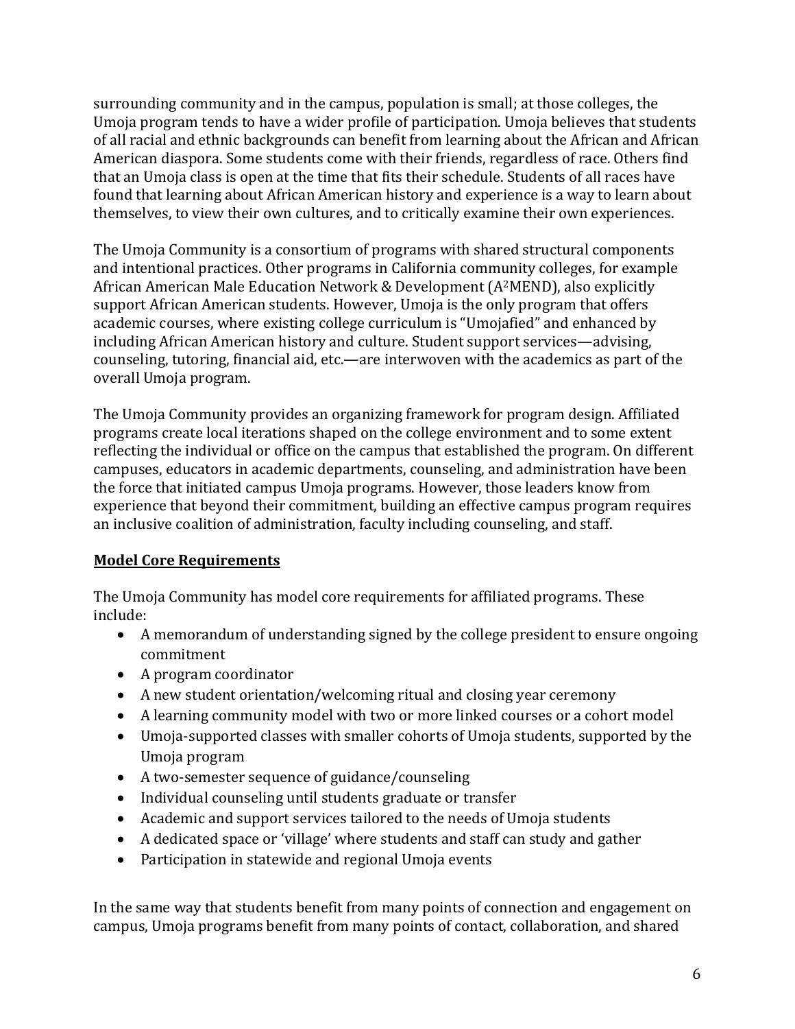surrounding community and in the campus, population is small; at those colleges, the Umoja program tends to have a wider profile of participation. Umoja believes that students of all racial and ethnic backgrounds can benefit from learning about the African and African American diaspora. Some students come with their friends, regardless of race. Others find that an Umoja class is open at the time that fits their schedule. Students of all races have found that learning about African American history and experience is a way to learn about themselves, to view their own cultures, and to critically examine their own experiences.

The Umoja Community is a consortium of programs with shared structural components and intentional practices. Other programs in California community colleges, for example African American Male Education Network & Development (A²MEND), also explicitly support African American students. However, Umoja is the only program that offers academic courses, where existing college curriculum is "Umojafied" and enhanced by including African American history and culture. Student support services—advising, counseling, tutoring, financial aid, etc.—are interwoven with the academics as part of the overall Umoja program.

The Umoja Community provides an organizing framework for program design. Affiliated programs create local iterations shaped on the college environment and to some extent reflecting the individual or office on the campus that established the program. On different campuses, educators in academic departments, counseling, and administration have been the force that initiated campus Umoja programs. However, those leaders know from experience that beyond their commitment, building an effective campus program requires an inclusive coalition of administration, faculty including counseling, and staff.

## Model Core Requirements

The Umoja Community has model core requirements for affiliated programs. These include:

- A memorandum of understanding signed by the college president to ensure ongoing commitment
- A program coordinator
- A new student orientation/welcoming ritual and closing year ceremony
- A learning community model with two or more linked courses or a cohort model
- Umoja-supported classes with smaller cohorts of Umoja students, supported by the Umoja program
- A two-semester sequence of guidance/counseling
- Individual counseling until students graduate or transfer
- Academic and support services tailored to the needs of Umoja students
- A dedicated space or 'village' where students and staff can study and gather
- Participation in statewide and regional Umoja events

In the same way that students benefit from many points of connection and engagement on campus, Umoja programs benefit from many points of contact, collaboration, and shared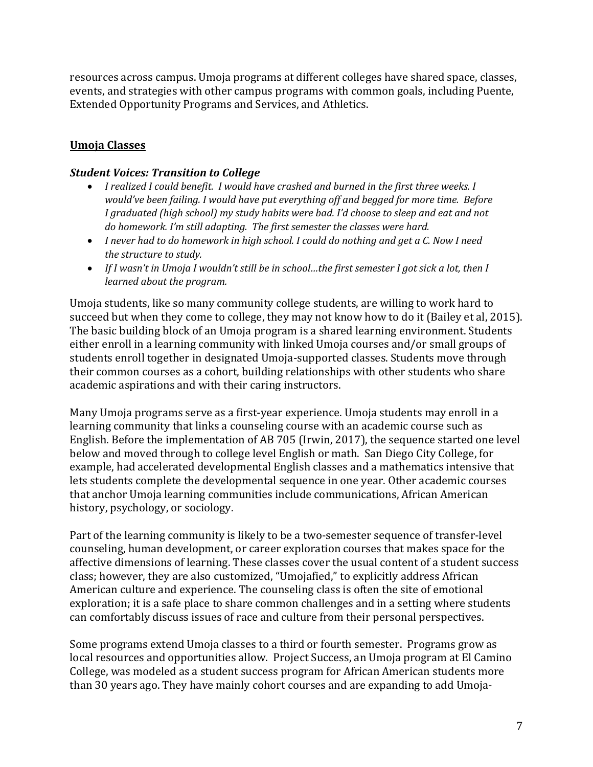resources across campus. Umoja programs at different colleges have shared space, classes, events, and strategies with other campus programs with common goals, including Puente, Extended Opportunity Programs and Services, and Athletics.

## Umoja Classes

### *Student Voices: Transition to College*

- *I realized I could benefit. I would have crashed and burned in the first three weeks. I would've been failing. I would have put everything off and begged for more time. Before I graduated (high school) my study habits were bad. I'd choose to sleep and eat and not do homework. I'm still adapting. The first semester the classes were hard.*
- *I never had to do homework in high school. I could do nothing and get a C. Now I need the structure to study.*
- *If I wasn't in Umoja I wouldn't still be in school…the first semester I got sick a lot, then I learned about the program.*

Umoja students, like so many community college students, are willing to work hard to succeed but when they come to college, they may not know how to do it (Bailey et al, 2015). The basic building block of an Umoja program is a shared learning environment. Students either enroll in a learning community with linked Umoja courses and/or small groups of students enroll together in designated Umoja-supported classes. Students move through their common courses as a cohort, building relationships with other students who share academic aspirations and with their caring instructors.

Many Umoja programs serve as a first-year experience. Umoja students may enroll in a learning community that links a counseling course with an academic course such as English. Before the implementation of AB 705 (Irwin, 2017), the sequence started one level below and moved through to college level English or math. San Diego City College, for example, had accelerated developmental English classes and a mathematics intensive that lets students complete the developmental sequence in one year. Other academic courses that anchor Umoja learning communities include communications, African American history, psychology, or sociology.

Part of the learning community is likely to be a two-semester sequence of transfer-level counseling, human development, or career exploration courses that makes space for the affective dimensions of learning. These classes cover the usual content of a student success class; however, they are also customized, "Umojafied," to explicitly address African American culture and experience. The counseling class is often the site of emotional exploration; it is a safe place to share common challenges and in a setting where students can comfortably discuss issues of race and culture from their personal perspectives.

Some programs extend Umoja classes to a third or fourth semester. Programs grow as local resources and opportunities allow. Project Success, an Umoja program at El Camino College, was modeled as a student success program for African American students more than 30 years ago. They have mainly cohort courses and are expanding to add Umoja-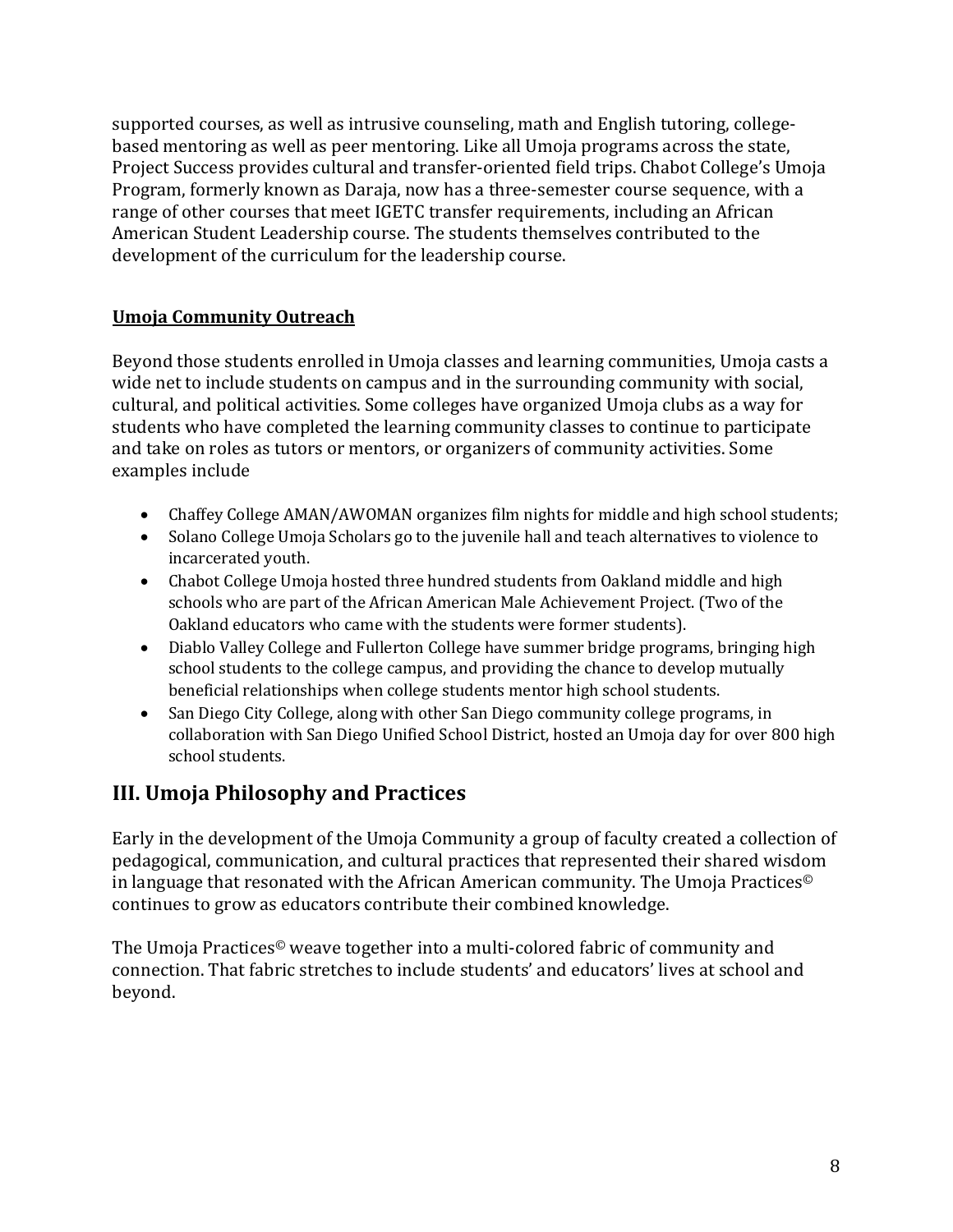supported courses, as well as intrusive counseling, math and English tutoring, college-based mentoring as well as peer mentoring. Like all Umoja programs across the state, Project Success provides cultural and transfer-oriented field trips. Chabot College's Umoja Program, formerly known as Daraja, now has a three-semester course sequence, with a range of other courses that meet IGETC transfer requirements, including an African American Student Leadership course. The students themselves contributed to the development of the curriculum for the leadership course.

**Umoja Community Outreach**

Beyond those students enrolled in Umoja classes and learning communities, Umoja casts a wide net to include students on campus and in the surrounding community with social, cultural, and political activities. Some colleges have organized Umoja clubs as a way for students who have completed the learning community classes to continue to participate and take on roles as tutors or mentors, or organizers of community activities. Some examples include

- Chaffey College AMAN/AWOMAN organizes film nights for middle and high school students;
- Solano College Umoja Scholars go to the juvenile hall and teach alternatives to violence to incarcerated youth.
- Chabot College Umoja hosted three hundred students from Oakland middle and high schools who are part of the African American Male Achievement Project. (Two of the Oakland educators who came with the students were former students).
- Diablo Valley College and Fullerton College have summer bridge programs, bringing high school students to the college campus, and providing the chance to develop mutually beneficial relationships when college students mentor high school students.
- San Diego City College, along with other San Diego community college programs, in collaboration with San Diego Unified School District, hosted an Umoja day for over 800 high school students.

## III. Umoja Philosophy and Practices

Early in the development of the Umoja Community a group of faculty created a collection of pedagogical, communication, and cultural practices that represented their shared wisdom in language that resonated with the African American community. The Umoja Practices© continues to grow as educators contribute their combined knowledge.

The Umoja Practices© weave together into a multi-colored fabric of community and connection. That fabric stretches to include students' and educators' lives at school and beyond.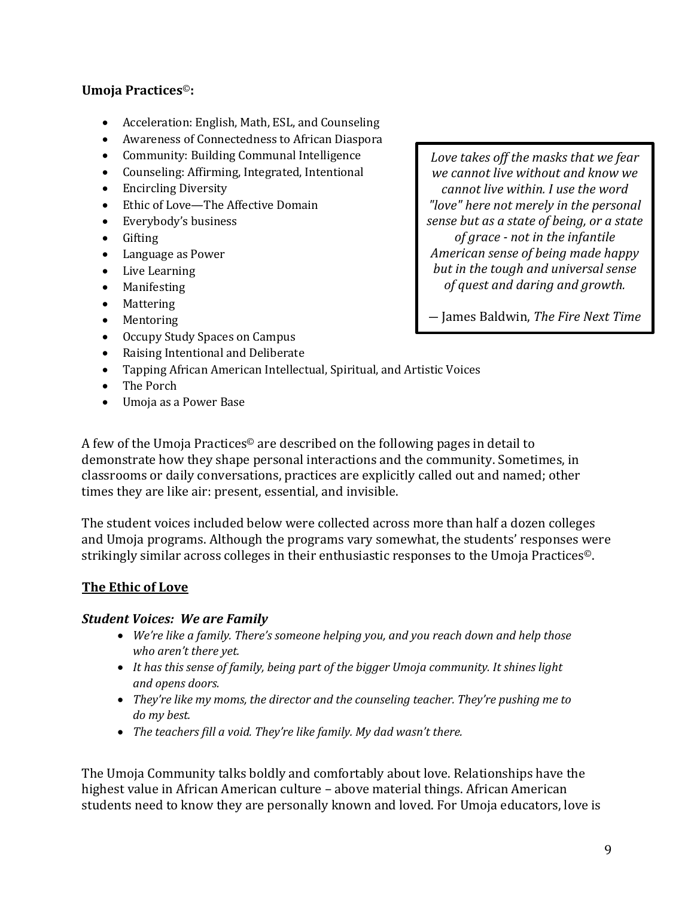**Umoja Practices©:**

- Acceleration: English, Math, ESL, and Counseling
- Awareness of Connectedness to African Diaspora
- Community: Building Communal Intelligence
- Counseling: Affirming, Integrated, Intentional
- Encircling Diversity
- Ethic of Love—The Affective Domain
- Everybody's business
- Gifting
- Language as Power
- Live Learning
- Manifesting
- Mattering
- Mentoring
- Occupy Study Spaces on Campus
- Raising Intentional and Deliberate
- Tapping African American Intellectual, Spiritual, and Artistic Voices
- The Porch
- Umoja as a Power Base

> *Love takes off the masks that we fear we cannot live without and know we cannot live within. I use the word "love" here not merely in the personal sense but as a state of being, or a state of grace - not in the infantile American sense of being made happy but in the tough and universal sense of quest and daring and growth.*
>
> — James Baldwin, *The Fire Next Time*

A few of the Umoja Practices© are described on the following pages in detail to demonstrate how they shape personal interactions and the community. Sometimes, in classrooms or daily conversations, practices are explicitly called out and named; other times they are like air: present, essential, and invisible.

The student voices included below were collected across more than half a dozen colleges and Umoja programs. Although the programs vary somewhat, the students' responses were strikingly similar across colleges in their enthusiastic responses to the Umoja Practices©.

## The Ethic of Love

### *Student Voices: We are Family*

- *We're like a family. There's someone helping you, and you reach down and help those who aren't there yet.*
- *It has this sense of family, being part of the bigger Umoja community. It shines light and opens doors.*
- *They're like my moms, the director and the counseling teacher. They're pushing me to do my best.*
- *The teachers fill a void. They're like family. My dad wasn't there.*

The Umoja Community talks boldly and comfortably about love. Relationships have the highest value in African American culture – above material things. African American students need to know they are personally known and loved. For Umoja educators, love is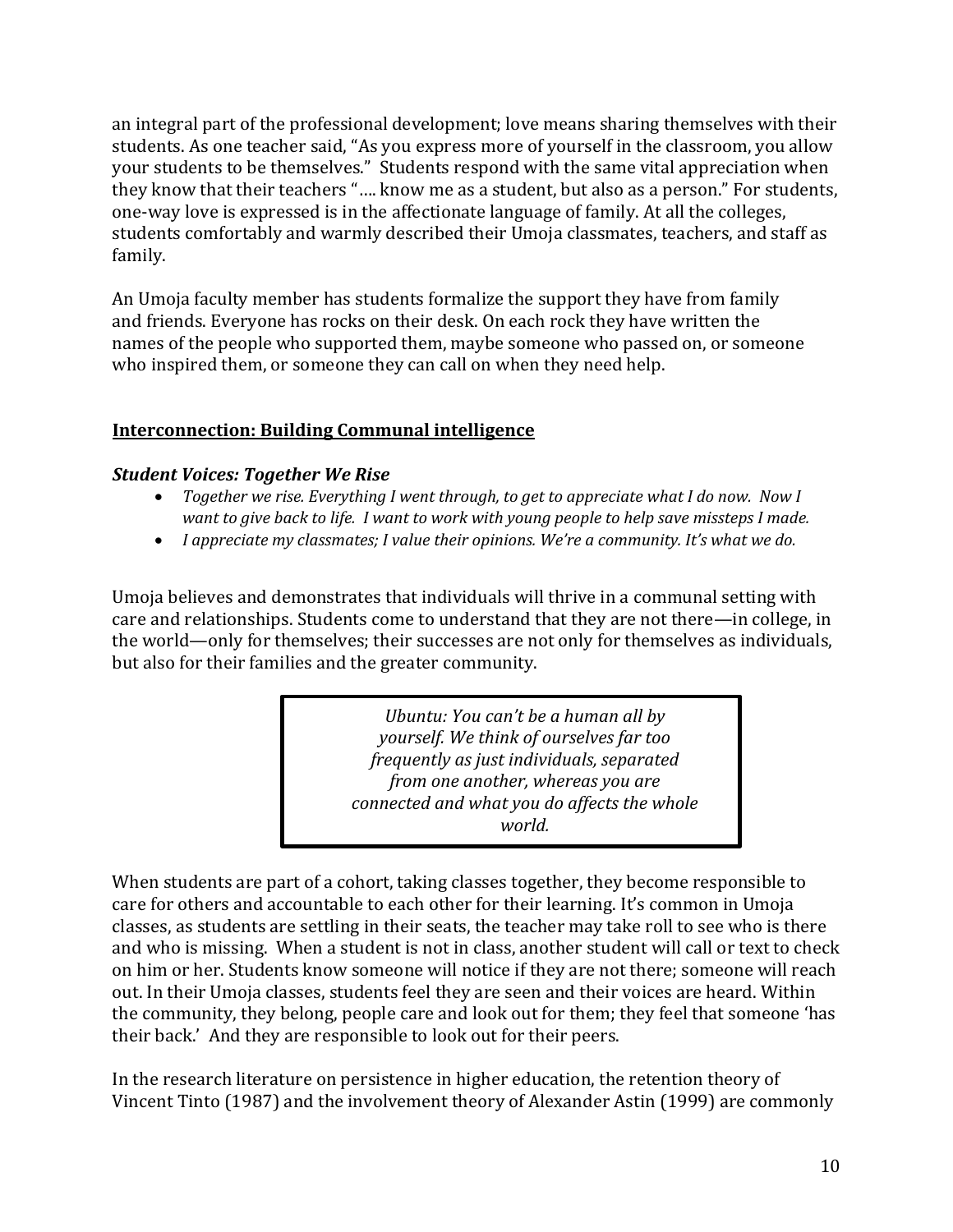an integral part of the professional development; love means sharing themselves with their students. As one teacher said, "As you express more of yourself in the classroom, you allow your students to be themselves." Students respond with the same vital appreciation when they know that their teachers "…. know me as a student, but also as a person." For students, one-way love is expressed is in the affectionate language of family. At all the colleges, students comfortably and warmly described their Umoja classmates, teachers, and staff as family.

An Umoja faculty member has students formalize the support they have from family and friends. Everyone has rocks on their desk. On each rock they have written the names of the people who supported them, maybe someone who passed on, or someone who inspired them, or someone they can call on when they need help.

## Interconnection: Building Communal intelligence

### *Student Voices: Together We Rise*

- *Together we rise. Everything I went through, to get to appreciate what I do now. Now I want to give back to life. I want to work with young people to help save missteps I made.*
- *I appreciate my classmates; I value their opinions. We're a community. It's what we do.*

Umoja believes and demonstrates that individuals will thrive in a communal setting with care and relationships. Students come to understand that they are not there—in college, in the world—only for themselves; their successes are not only for themselves as individuals, but also for their families and the greater community.

> *Ubuntu: You can't be a human all by yourself. We think of ourselves far too frequently as just individuals, separated from one another, whereas you are connected and what you do affects the whole world.*

When students are part of a cohort, taking classes together, they become responsible to care for others and accountable to each other for their learning. It's common in Umoja classes, as students are settling in their seats, the teacher may take roll to see who is there and who is missing. When a student is not in class, another student will call or text to check on him or her. Students know someone will notice if they are not there; someone will reach out. In their Umoja classes, students feel they are seen and their voices are heard. Within the community, they belong, people care and look out for them; they feel that someone 'has their back.' And they are responsible to look out for their peers.

In the research literature on persistence in higher education, the retention theory of Vincent Tinto (1987) and the involvement theory of Alexander Astin (1999) are commonly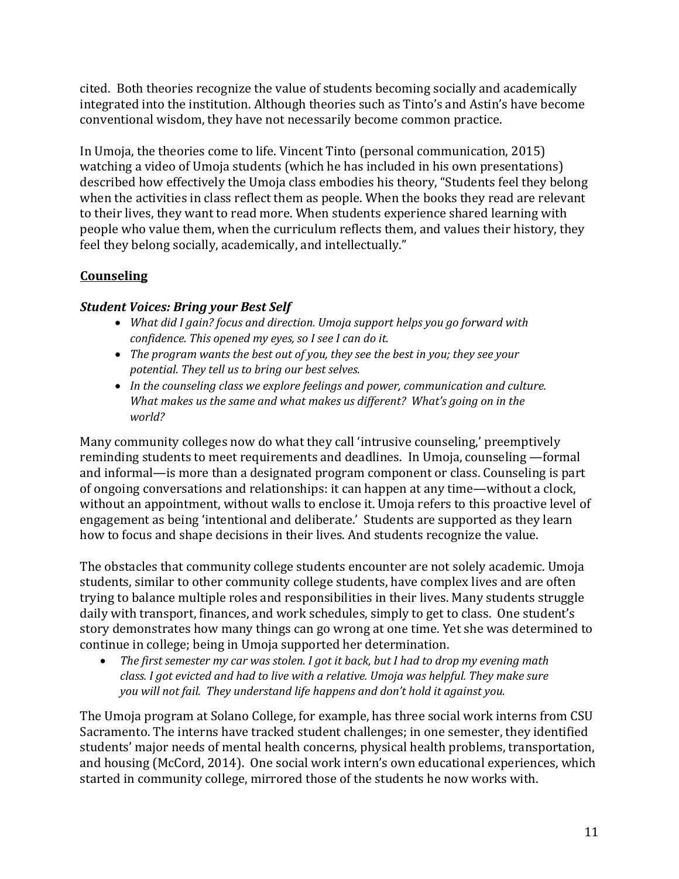cited. Both theories recognize the value of students becoming socially and academically integrated into the institution. Although theories such as Tinto's and Astin's have become conventional wisdom, they have not necessarily become common practice.

In Umoja, the theories come to life. Vincent Tinto (personal communication, 2015) watching a video of Umoja students (which he has included in his own presentations) described how effectively the Umoja class embodies his theory, "Students feel they belong when the activities in class reflect them as people. When the books they read are relevant to their lives, they want to read more. When students experience shared learning with people who value them, when the curriculum reflects them, and values their history, they feel they belong socially, academically, and intellectually."

## Counseling

### *Student Voices: Bring your Best Self*

- *What did I gain? focus and direction. Umoja support helps you go forward with confidence. This opened my eyes, so I see I can do it.*
- *The program wants the best out of you, they see the best in you; they see your potential. They tell us to bring our best selves.*
- *In the counseling class we explore feelings and power, communication and culture. What makes us the same and what makes us different? What's going on in the world?*

Many community colleges now do what they call 'intrusive counseling,' preemptively reminding students to meet requirements and deadlines. In Umoja, counseling —formal and informal—is more than a designated program component or class. Counseling is part of ongoing conversations and relationships: it can happen at any time—without a clock, without an appointment, without walls to enclose it. Umoja refers to this proactive level of engagement as being 'intentional and deliberate.' Students are supported as they learn how to focus and shape decisions in their lives. And students recognize the value.

The obstacles that community college students encounter are not solely academic. Umoja students, similar to other community college students, have complex lives and are often trying to balance multiple roles and responsibilities in their lives. Many students struggle daily with transport, finances, and work schedules, simply to get to class. One student's story demonstrates how many things can go wrong at one time. Yet she was determined to continue in college; being in Umoja supported her determination.

- *The first semester my car was stolen. I got it back, but I had to drop my evening math class. I got evicted and had to live with a relative. Umoja was helpful. They make sure you will not fail. They understand life happens and don't hold it against you.*

The Umoja program at Solano College, for example, has three social work interns from CSU Sacramento. The interns have tracked student challenges; in one semester, they identified students' major needs of mental health concerns, physical health problems, transportation, and housing (McCord, 2014). One social work intern's own educational experiences, which started in community college, mirrored those of the students he now works with.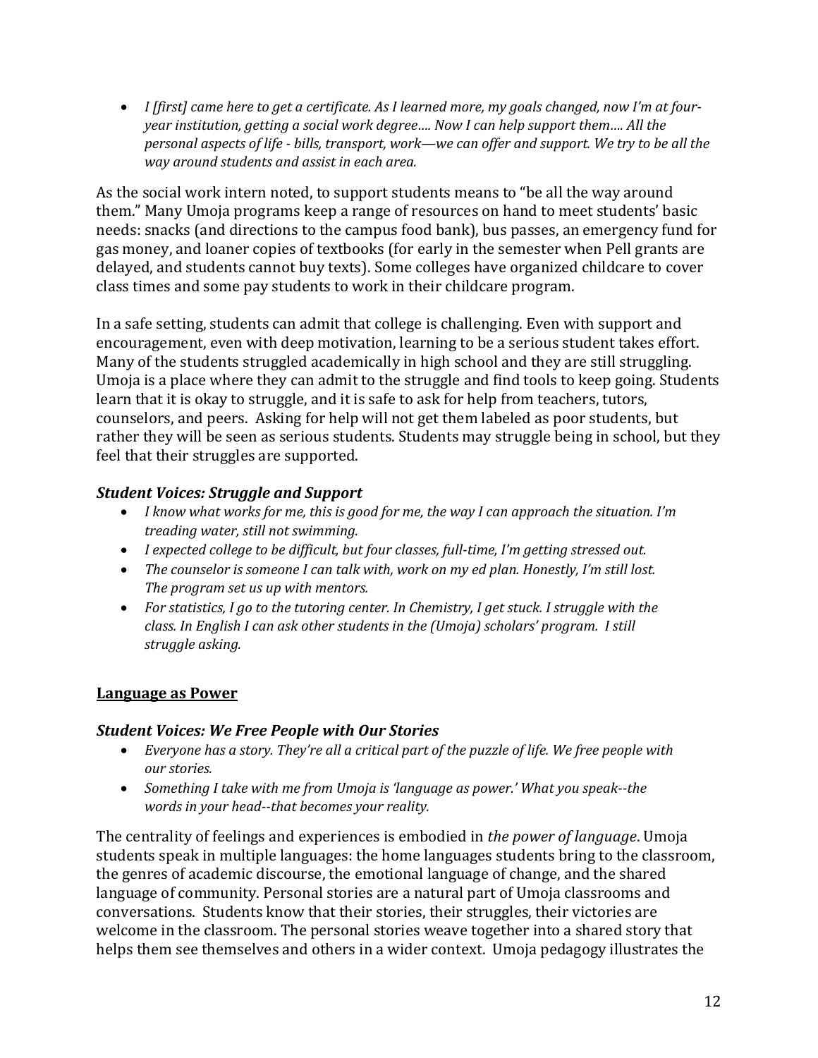- *I [first] came here to get a certificate. As I learned more, my goals changed, now I'm at four-year institution, getting a social work degree…. Now I can help support them…. All the personal aspects of life - bills, transport, work—we can offer and support. We try to be all the way around students and assist in each area.*

As the social work intern noted, to support students means to "be all the way around them." Many Umoja programs keep a range of resources on hand to meet students' basic needs: snacks (and directions to the campus food bank), bus passes, an emergency fund for gas money, and loaner copies of textbooks (for early in the semester when Pell grants are delayed, and students cannot buy texts). Some colleges have organized childcare to cover class times and some pay students to work in their childcare program.

In a safe setting, students can admit that college is challenging. Even with support and encouragement, even with deep motivation, learning to be a serious student takes effort. Many of the students struggled academically in high school and they are still struggling. Umoja is a place where they can admit to the struggle and find tools to keep going. Students learn that it is okay to struggle, and it is safe to ask for help from teachers, tutors, counselors, and peers. Asking for help will not get them labeled as poor students, but rather they will be seen as serious students. Students may struggle being in school, but they feel that their struggles are supported.

### *Student Voices: Struggle and Support*

- *I know what works for me, this is good for me, the way I can approach the situation. I'm treading water, still not swimming.*
- *I expected college to be difficult, but four classes, full-time, I'm getting stressed out.*
- *The counselor is someone I can talk with, work on my ed plan. Honestly, I'm still lost. The program set us up with mentors.*
- *For statistics, I go to the tutoring center. In Chemistry, I get stuck. I struggle with the class. In English I can ask other students in the (Umoja) scholars' program. I still struggle asking.*

## Language as Power

### *Student Voices: We Free People with Our Stories*

- *Everyone has a story. They're all a critical part of the puzzle of life. We free people with our stories.*
- *Something I take with me from Umoja is 'language as power.' What you speak--the words in your head--that becomes your reality.*

The centrality of feelings and experiences is embodied in *the power of language*. Umoja students speak in multiple languages: the home languages students bring to the classroom, the genres of academic discourse, the emotional language of change, and the shared language of community. Personal stories are a natural part of Umoja classrooms and conversations. Students know that their stories, their struggles, their victories are welcome in the classroom. The personal stories weave together into a shared story that helps them see themselves and others in a wider context. Umoja pedagogy illustrates the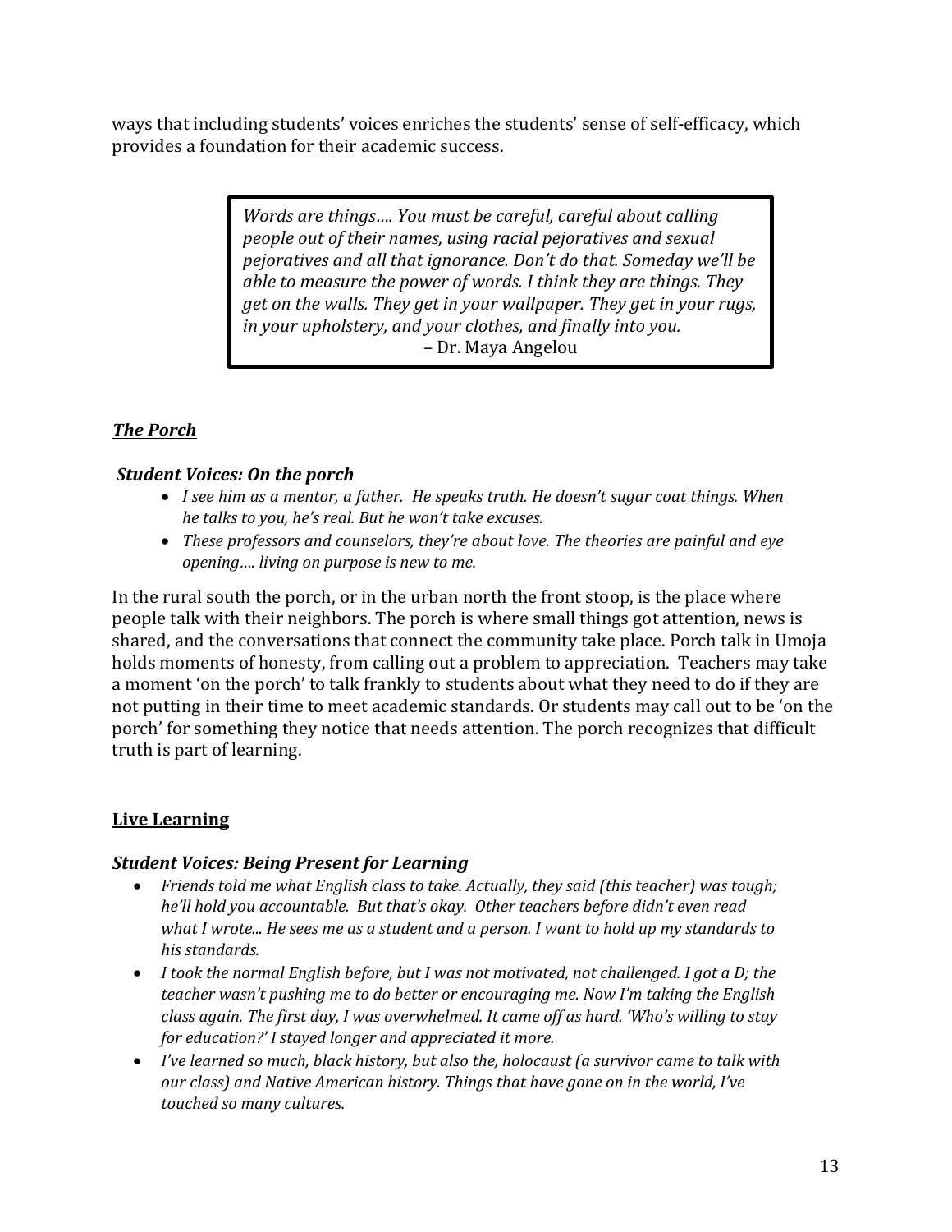ways that including students' voices enriches the students' sense of self-efficacy, which provides a foundation for their academic success.

> *Words are things…. You must be careful, careful about calling people out of their names, using racial pejoratives and sexual pejoratives and all that ignorance. Don't do that. Someday we'll be able to measure the power of words. I think they are things. They get on the walls. They get in your wallpaper. They get in your rugs, in your upholstery, and your clothes, and finally into you.*
>
> – Dr. Maya Angelou

## ***The Porch***

### ***Student Voices: On the porch***

- *I see him as a mentor, a father. He speaks truth. He doesn't sugar coat things. When he talks to you, he's real. But he won't take excuses.*
- *These professors and counselors, they're about love. The theories are painful and eye opening…. living on purpose is new to me.*

In the rural south the porch, or in the urban north the front stoop, is the place where people talk with their neighbors. The porch is where small things got attention, news is shared, and the conversations that connect the community take place. Porch talk in Umoja holds moments of honesty, from calling out a problem to appreciation. Teachers may take a moment 'on the porch' to talk frankly to students about what they need to do if they are not putting in their time to meet academic standards. Or students may call out to be 'on the porch' for something they notice that needs attention. The porch recognizes that difficult truth is part of learning.

## **Live Learning**

### ***Student Voices: Being Present for Learning***

- *Friends told me what English class to take. Actually, they said (this teacher) was tough; he'll hold you accountable. But that's okay. Other teachers before didn't even read what I wrote... He sees me as a student and a person. I want to hold up my standards to his standards.*
- *I took the normal English before, but I was not motivated, not challenged. I got a D; the teacher wasn't pushing me to do better or encouraging me. Now I'm taking the English class again. The first day, I was overwhelmed. It came off as hard. 'Who's willing to stay for education?' I stayed longer and appreciated it more.*
- *I've learned so much, black history, but also the, holocaust (a survivor came to talk with our class) and Native American history. Things that have gone on in the world, I've touched so many cultures.*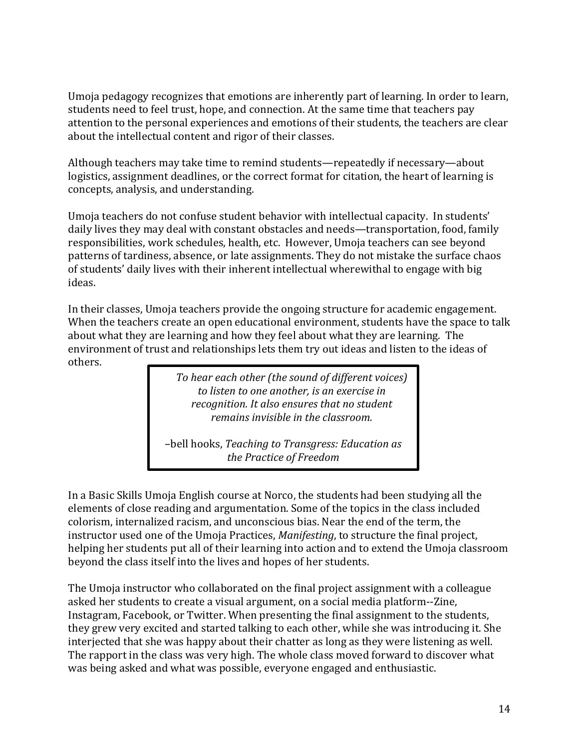Umoja pedagogy recognizes that emotions are inherently part of learning. In order to learn, students need to feel trust, hope, and connection. At the same time that teachers pay attention to the personal experiences and emotions of their students, the teachers are clear about the intellectual content and rigor of their classes.

Although teachers may take time to remind students—repeatedly if necessary—about logistics, assignment deadlines, or the correct format for citation, the heart of learning is concepts, analysis, and understanding.

Umoja teachers do not confuse student behavior with intellectual capacity. In students' daily lives they may deal with constant obstacles and needs—transportation, food, family responsibilities, work schedules, health, etc. However, Umoja teachers can see beyond patterns of tardiness, absence, or late assignments. They do not mistake the surface chaos of students' daily lives with their inherent intellectual wherewithal to engage with big ideas.

In their classes, Umoja teachers provide the ongoing structure for academic engagement. When the teachers create an open educational environment, students have the space to talk about what they are learning and how they feel about what they are learning. The environment of trust and relationships lets them try out ideas and listen to the ideas of others.

> *To hear each other (the sound of different voices) to listen to one another, is an exercise in recognition. It also ensures that no student remains invisible in the classroom.*
>
> –bell hooks, *Teaching to Transgress: Education as the Practice of Freedom*

In a Basic Skills Umoja English course at Norco, the students had been studying all the elements of close reading and argumentation. Some of the topics in the class included colorism, internalized racism, and unconscious bias. Near the end of the term, the instructor used one of the Umoja Practices, *Manifesting*, to structure the final project, helping her students put all of their learning into action and to extend the Umoja classroom beyond the class itself into the lives and hopes of her students.

The Umoja instructor who collaborated on the final project assignment with a colleague asked her students to create a visual argument, on a social media platform--Zine, Instagram, Facebook, or Twitter. When presenting the final assignment to the students, they grew very excited and started talking to each other, while she was introducing it. She interjected that she was happy about their chatter as long as they were listening as well. The rapport in the class was very high. The whole class moved forward to discover what was being asked and what was possible, everyone engaged and enthusiastic.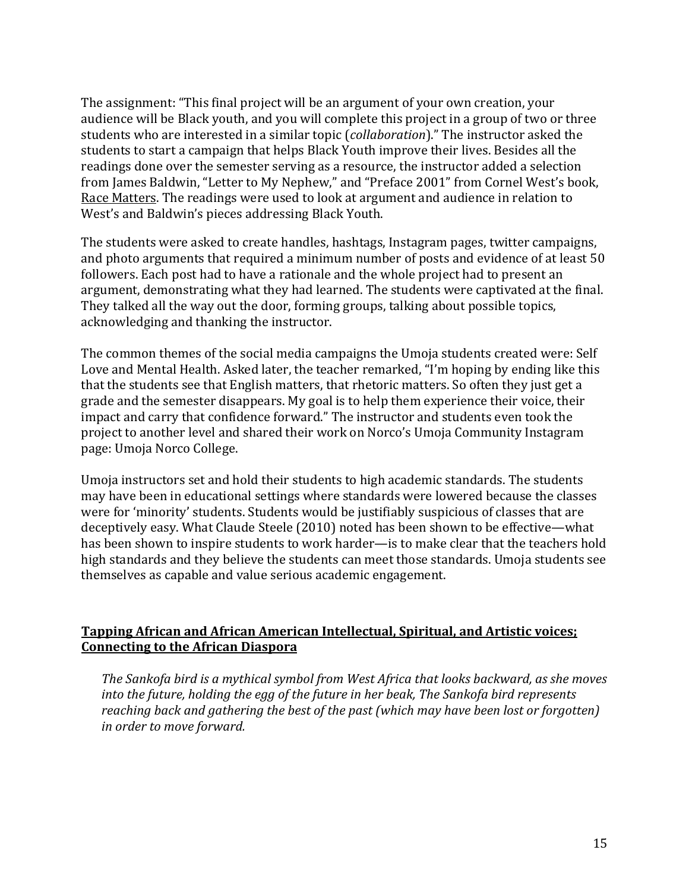The assignment: "This final project will be an argument of your own creation, your audience will be Black youth, and you will complete this project in a group of two or three students who are interested in a similar topic (*collaboration*)." The instructor asked the students to start a campaign that helps Black Youth improve their lives. Besides all the readings done over the semester serving as a resource, the instructor added a selection from James Baldwin, "Letter to My Nephew," and "Preface 2001" from Cornel West's book, Race Matters. The readings were used to look at argument and audience in relation to West's and Baldwin's pieces addressing Black Youth.

The students were asked to create handles, hashtags, Instagram pages, twitter campaigns, and photo arguments that required a minimum number of posts and evidence of at least 50 followers. Each post had to have a rationale and the whole project had to present an argument, demonstrating what they had learned. The students were captivated at the final. They talked all the way out the door, forming groups, talking about possible topics, acknowledging and thanking the instructor.

The common themes of the social media campaigns the Umoja students created were: Self Love and Mental Health. Asked later, the teacher remarked, "I'm hoping by ending like this that the students see that English matters, that rhetoric matters. So often they just get a grade and the semester disappears. My goal is to help them experience their voice, their impact and carry that confidence forward." The instructor and students even took the project to another level and shared their work on Norco's Umoja Community Instagram page: Umoja Norco College.

Umoja instructors set and hold their students to high academic standards. The students may have been in educational settings where standards were lowered because the classes were for 'minority' students. Students would be justifiably suspicious of classes that are deceptively easy. What Claude Steele (2010) noted has been shown to be effective—what has been shown to inspire students to work harder—is to make clear that the teachers hold high standards and they believe the students can meet those standards. Umoja students see themselves as capable and value serious academic engagement.

## Tapping African and African American Intellectual, Spiritual, and Artistic voices; Connecting to the African Diaspora

*The Sankofa bird is a mythical symbol from West Africa that looks backward, as she moves into the future, holding the egg of the future in her beak, The Sankofa bird represents reaching back and gathering the best of the past (which may have been lost or forgotten) in order to move forward.*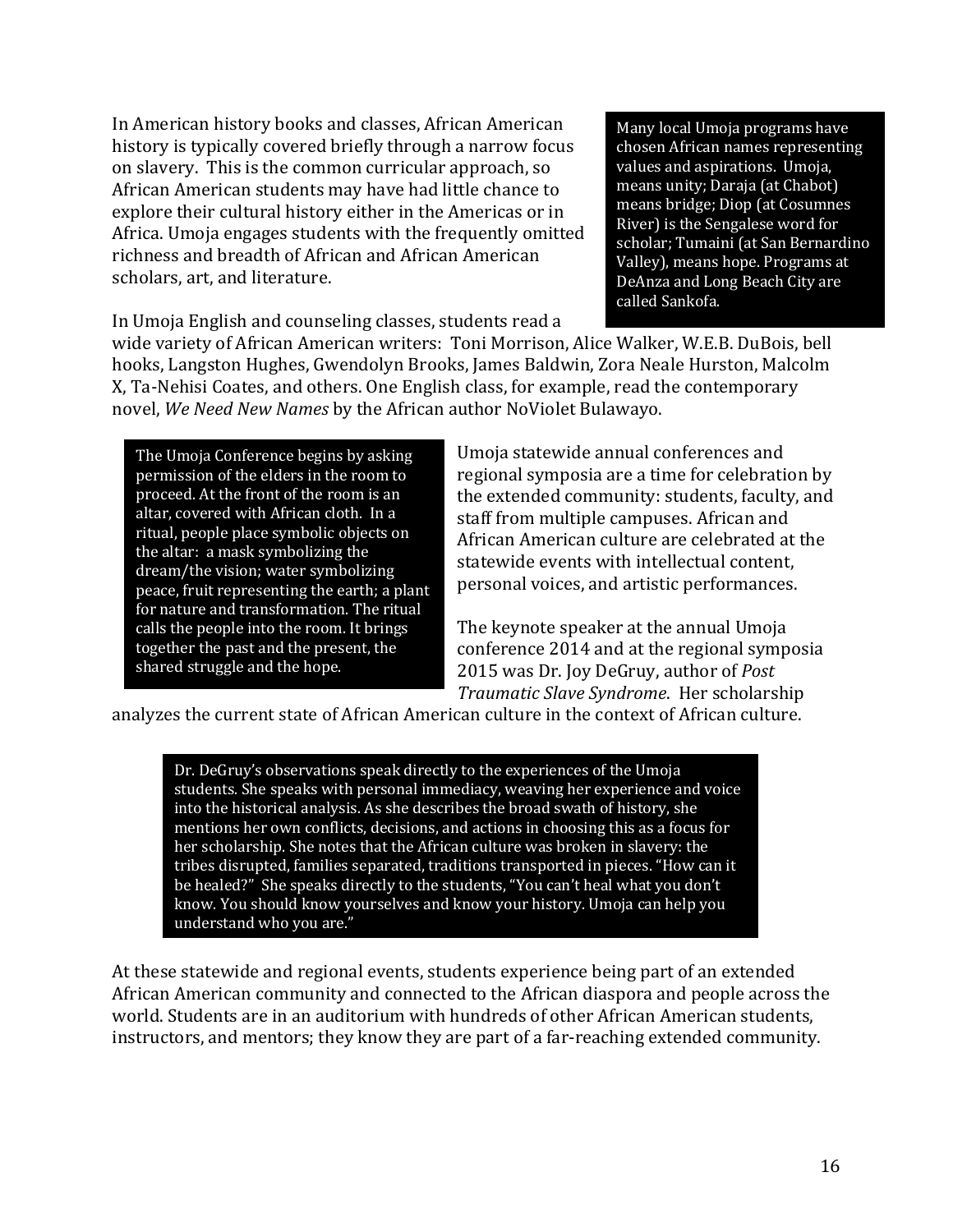In American history books and classes, African American history is typically covered briefly through a narrow focus on slavery. This is the common curricular approach, so African American students may have had little chance to explore their cultural history either in the Americas or in Africa. Umoja engages students with the frequently omitted richness and breadth of African and African American scholars, art, and literature.

> Many local Umoja programs have chosen African names representing values and aspirations. Umoja, means unity; Daraja (at Chabot) means bridge; Diop (at Cosumnes River) is the Sengalese word for scholar; Tumaini (at San Bernardino Valley), means hope. Programs at DeAnza and Long Beach City are called Sankofa.

In Umoja English and counseling classes, students read a wide variety of African American writers: Toni Morrison, Alice Walker, W.E.B. DuBois, bell hooks, Langston Hughes, Gwendolyn Brooks, James Baldwin, Zora Neale Hurston, Malcolm X, Ta-Nehisi Coates, and others. One English class, for example, read the contemporary novel, *We Need New Names* by the African author NoViolet Bulawayo.

> The Umoja Conference begins by asking permission of the elders in the room to proceed. At the front of the room is an altar, covered with African cloth. In a ritual, people place symbolic objects on the altar: a mask symbolizing the dream/the vision; water symbolizing peace, fruit representing the earth; a plant for nature and transformation. The ritual calls the people into the room. It brings together the past and the present, the shared struggle and the hope.

Umoja statewide annual conferences and regional symposia are a time for celebration by the extended community: students, faculty, and staff from multiple campuses. African and African American culture are celebrated at the statewide events with intellectual content, personal voices, and artistic performances.

The keynote speaker at the annual Umoja conference 2014 and at the regional symposia 2015 was Dr. Joy DeGruy, author of *Post Traumatic Slave Syndrome*. Her scholarship analyzes the current state of African American culture in the context of African culture.

> Dr. DeGruy's observations speak directly to the experiences of the Umoja students. She speaks with personal immediacy, weaving her experience and voice into the historical analysis. As she describes the broad swath of history, she mentions her own conflicts, decisions, and actions in choosing this as a focus for her scholarship. She notes that the African culture was broken in slavery: the tribes disrupted, families separated, traditions transported in pieces. "How can it be healed?" She speaks directly to the students, "You can't heal what you don't know. You should know yourselves and know your history. Umoja can help you understand who you are."

At these statewide and regional events, students experience being part of an extended African American community and connected to the African diaspora and people across the world. Students are in an auditorium with hundreds of other African American students, instructors, and mentors; they know they are part of a far-reaching extended community.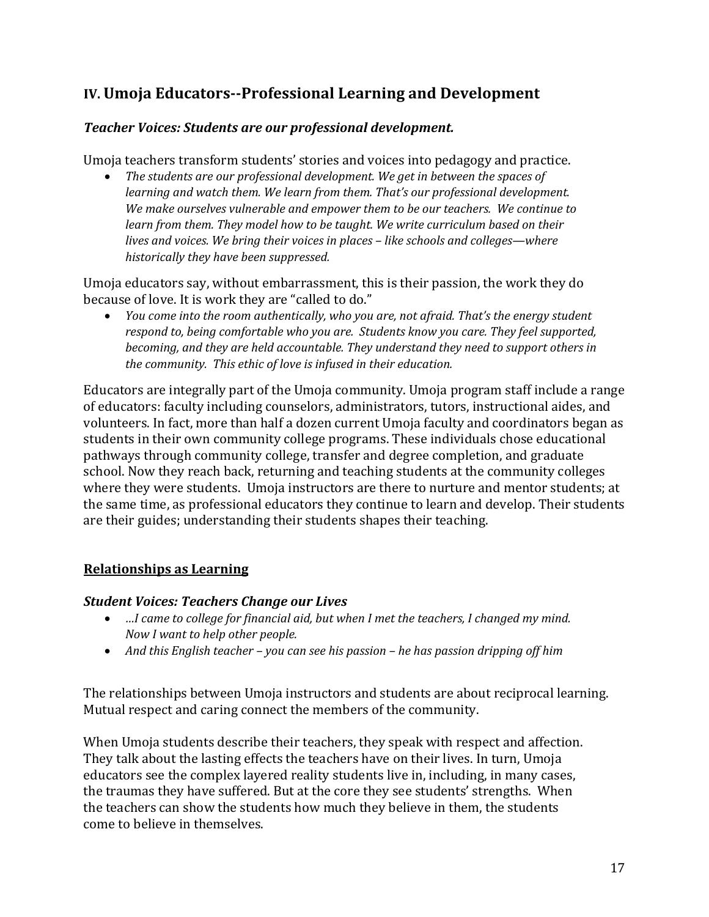## IV. Umoja Educators--Professional Learning and Development

### *Teacher Voices: Students are our professional development.*

Umoja teachers transform students' stories and voices into pedagogy and practice.

- *The students are our professional development. We get in between the spaces of learning and watch them. We learn from them. That's our professional development. We make ourselves vulnerable and empower them to be our teachers. We continue to learn from them. They model how to be taught. We write curriculum based on their lives and voices. We bring their voices in places – like schools and colleges—where historically they have been suppressed.*

Umoja educators say, without embarrassment, this is their passion, the work they do because of love. It is work they are "called to do."

- *You come into the room authentically, who you are, not afraid. That's the energy student respond to, being comfortable who you are. Students know you care. They feel supported, becoming, and they are held accountable. They understand they need to support others in the community. This ethic of love is infused in their education.*

Educators are integrally part of the Umoja community. Umoja program staff include a range of educators: faculty including counselors, administrators, tutors, instructional aides, and volunteers. In fact, more than half a dozen current Umoja faculty and coordinators began as students in their own community college programs. These individuals chose educational pathways through community college, transfer and degree completion, and graduate school. Now they reach back, returning and teaching students at the community colleges where they were students. Umoja instructors are there to nurture and mentor students; at the same time, as professional educators they continue to learn and develop. Their students are their guides; understanding their students shapes their teaching.

### Relationships as Learning

#### *Student Voices: Teachers Change our Lives*

- *…I came to college for financial aid, but when I met the teachers, I changed my mind. Now I want to help other people.*
- *And this English teacher – you can see his passion – he has passion dripping off him*

The relationships between Umoja instructors and students are about reciprocal learning. Mutual respect and caring connect the members of the community.

When Umoja students describe their teachers, they speak with respect and affection. They talk about the lasting effects the teachers have on their lives. In turn, Umoja educators see the complex layered reality students live in, including, in many cases, the traumas they have suffered. But at the core they see students' strengths. When the teachers can show the students how much they believe in them, the students come to believe in themselves.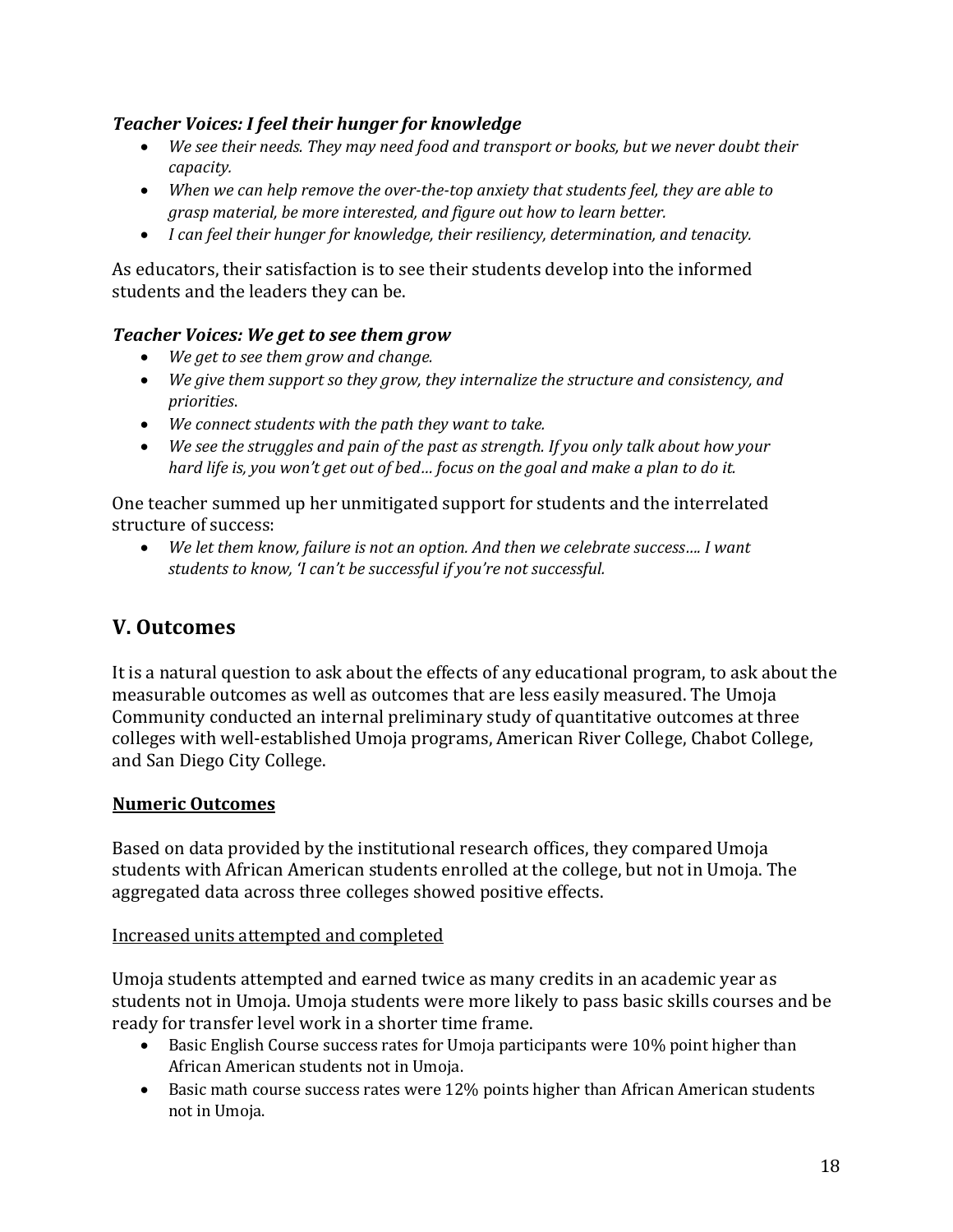### *Teacher Voices: I feel their hunger for knowledge*

- *We see their needs. They may need food and transport or books, but we never doubt their capacity.*
- *When we can help remove the over-the-top anxiety that students feel, they are able to grasp material, be more interested, and figure out how to learn better.*
- *I can feel their hunger for knowledge, their resiliency, determination, and tenacity.*

As educators, their satisfaction is to see their students develop into the informed students and the leaders they can be.

### *Teacher Voices: We get to see them grow*

- *We get to see them grow and change.*
- *We give them support so they grow, they internalize the structure and consistency, and priorities*.
- *We connect students with the path they want to take.*
- *We see the struggles and pain of the past as strength. If you only talk about how your hard life is, you won't get out of bed… focus on the goal and make a plan to do it.*

One teacher summed up her unmitigated support for students and the interrelated structure of success:

- *We let them know, failure is not an option. And then we celebrate success…. I want students to know, 'I can't be successful if you're not successful.*

## V. Outcomes

It is a natural question to ask about the effects of any educational program, to ask about the measurable outcomes as well as outcomes that are less easily measured. The Umoja Community conducted an internal preliminary study of quantitative outcomes at three colleges with well-established Umoja programs, American River College, Chabot College, and San Diego City College.

### Numeric Outcomes

Based on data provided by the institutional research offices, they compared Umoja students with African American students enrolled at the college, but not in Umoja. The aggregated data across three colleges showed positive effects.

#### Increased units attempted and completed

Umoja students attempted and earned twice as many credits in an academic year as students not in Umoja. Umoja students were more likely to pass basic skills courses and be ready for transfer level work in a shorter time frame.

- Basic English Course success rates for Umoja participants were 10% point higher than African American students not in Umoja.
- Basic math course success rates were 12% points higher than African American students not in Umoja.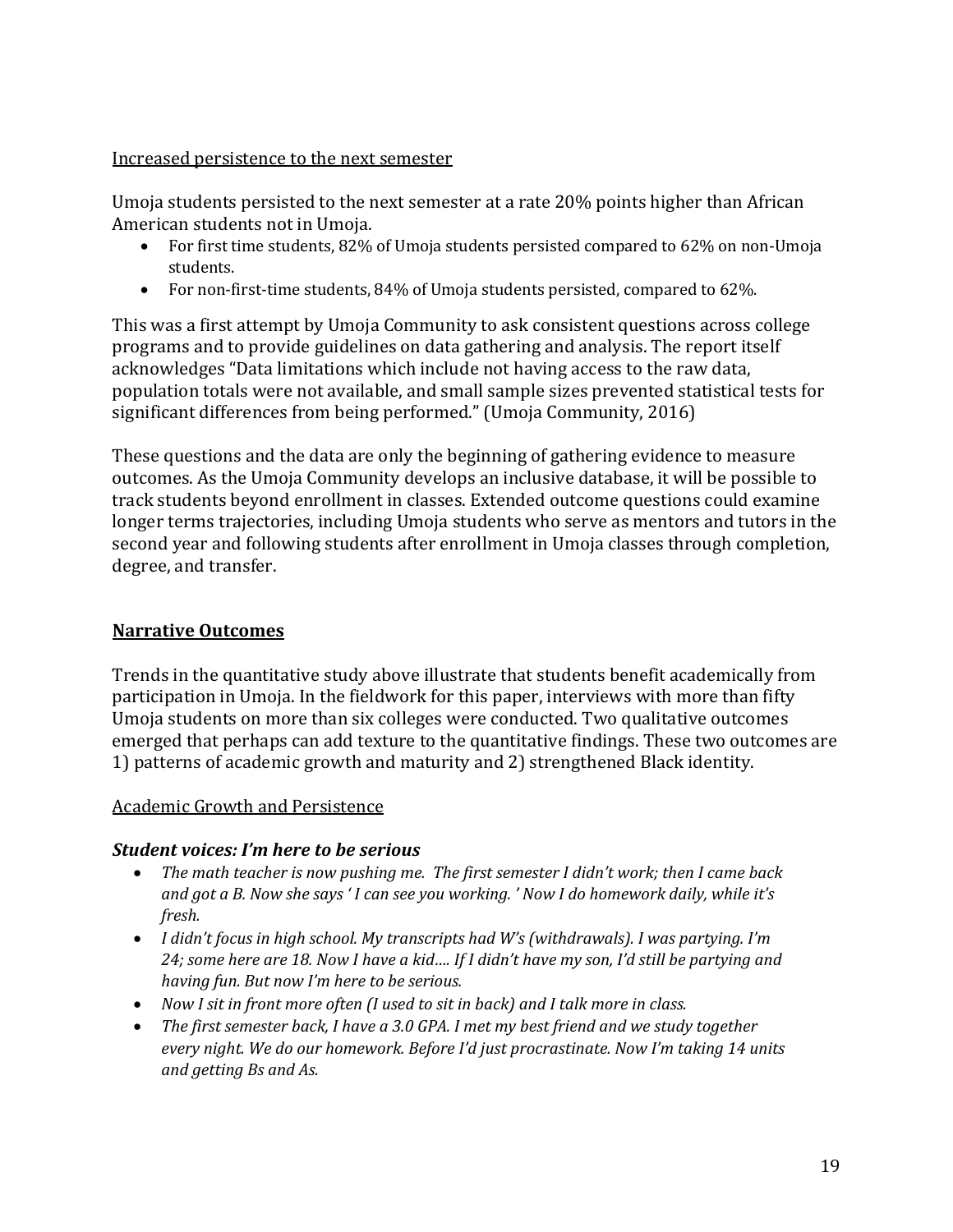Increased persistence to the next semester

Umoja students persisted to the next semester at a rate 20% points higher than African American students not in Umoja.

- For first time students, 82% of Umoja students persisted compared to 62% on non-Umoja students.
- For non-first-time students, 84% of Umoja students persisted, compared to 62%.

This was a first attempt by Umoja Community to ask consistent questions across college programs and to provide guidelines on data gathering and analysis. The report itself acknowledges "Data limitations which include not having access to the raw data, population totals were not available, and small sample sizes prevented statistical tests for significant differences from being performed." (Umoja Community, 2016)

These questions and the data are only the beginning of gathering evidence to measure outcomes. As the Umoja Community develops an inclusive database, it will be possible to track students beyond enrollment in classes. Extended outcome questions could examine longer terms trajectories, including Umoja students who serve as mentors and tutors in the second year and following students after enrollment in Umoja classes through completion, degree, and transfer.

## Narrative Outcomes

Trends in the quantitative study above illustrate that students benefit academically from participation in Umoja. In the fieldwork for this paper, interviews with more than fifty Umoja students on more than six colleges were conducted. Two qualitative outcomes emerged that perhaps can add texture to the quantitative findings. These two outcomes are 1) patterns of academic growth and maturity and 2) strengthened Black identity.

Academic Growth and Persistence

***Student voices: I'm here to be serious***

- *The math teacher is now pushing me. The first semester I didn't work; then I came back and got a B. Now she says ' I can see you working. ' Now I do homework daily, while it's fresh.*
- *I didn't focus in high school. My transcripts had W's (withdrawals). I was partying. I'm 24; some here are 18. Now I have a kid…. If I didn't have my son, I'd still be partying and having fun. But now I'm here to be serious.*
- *Now I sit in front more often (I used to sit in back) and I talk more in class.*
- *The first semester back, I have a 3.0 GPA. I met my best friend and we study together every night. We do our homework. Before I'd just procrastinate. Now I'm taking 14 units and getting Bs and As.*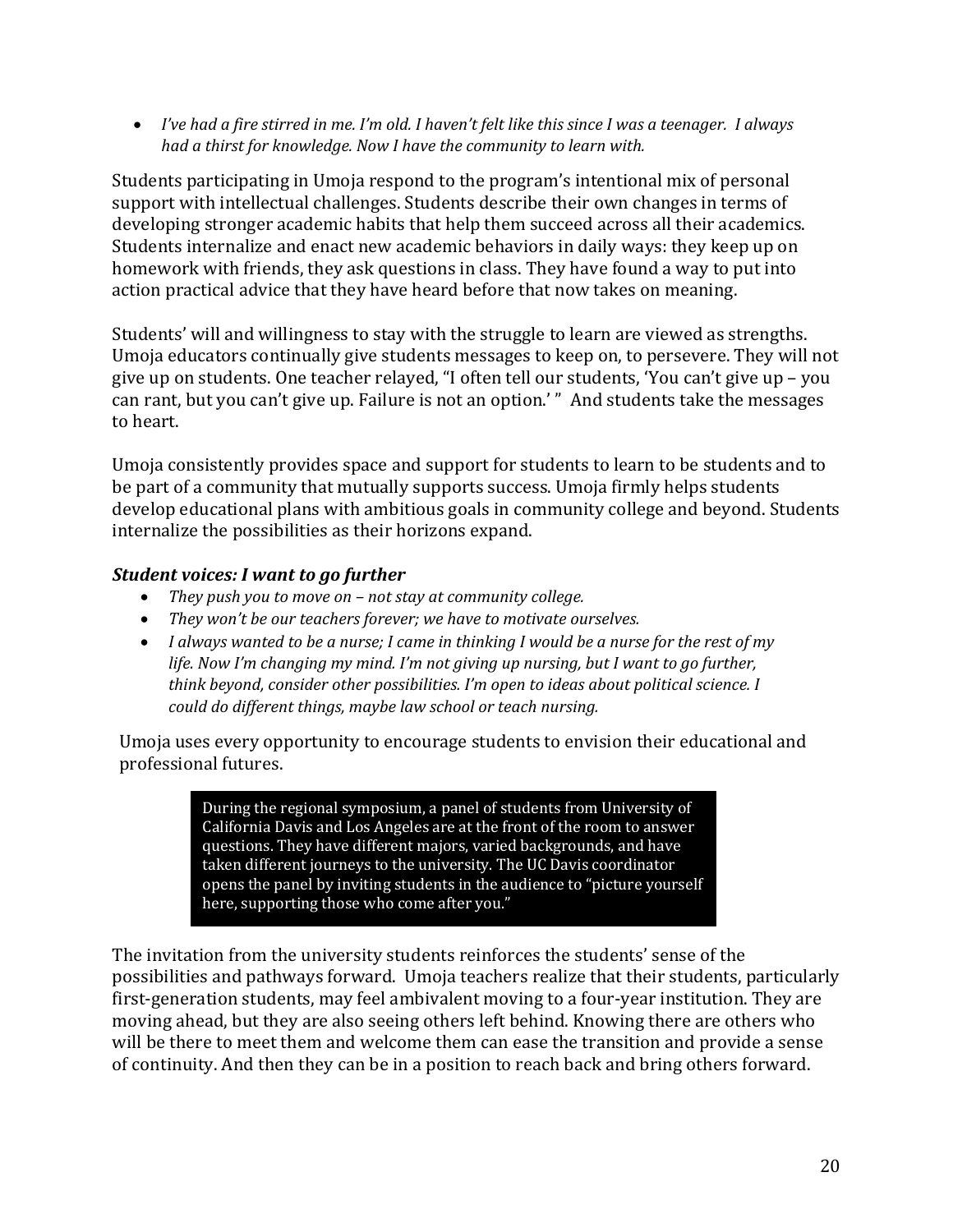- *I've had a fire stirred in me. I'm old. I haven't felt like this since I was a teenager. I always had a thirst for knowledge. Now I have the community to learn with.*

Students participating in Umoja respond to the program's intentional mix of personal support with intellectual challenges. Students describe their own changes in terms of developing stronger academic habits that help them succeed across all their academics. Students internalize and enact new academic behaviors in daily ways: they keep up on homework with friends, they ask questions in class. They have found a way to put into action practical advice that they have heard before that now takes on meaning.

Students' will and willingness to stay with the struggle to learn are viewed as strengths. Umoja educators continually give students messages to keep on, to persevere. They will not give up on students. One teacher relayed, "I often tell our students, 'You can't give up – you can rant, but you can't give up. Failure is not an option.' " And students take the messages to heart.

Umoja consistently provides space and support for students to learn to be students and to be part of a community that mutually supports success. Umoja firmly helps students develop educational plans with ambitious goals in community college and beyond. Students internalize the possibilities as their horizons expand.

### *Student voices: I want to go further*

- *They push you to move on – not stay at community college.*
- *They won't be our teachers forever; we have to motivate ourselves.*
- *I always wanted to be a nurse; I came in thinking I would be a nurse for the rest of my life. Now I'm changing my mind. I'm not giving up nursing, but I want to go further, think beyond, consider other possibilities. I'm open to ideas about political science. I could do different things, maybe law school or teach nursing.*

Umoja uses every opportunity to encourage students to envision their educational and professional futures.

> During the regional symposium, a panel of students from University of California Davis and Los Angeles are at the front of the room to answer questions. They have different majors, varied backgrounds, and have taken different journeys to the university. The UC Davis coordinator opens the panel by inviting students in the audience to "picture yourself here, supporting those who come after you."

The invitation from the university students reinforces the students' sense of the possibilities and pathways forward. Umoja teachers realize that their students, particularly first-generation students, may feel ambivalent moving to a four-year institution. They are moving ahead, but they are also seeing others left behind. Knowing there are others who will be there to meet them and welcome them can ease the transition and provide a sense of continuity. And then they can be in a position to reach back and bring others forward.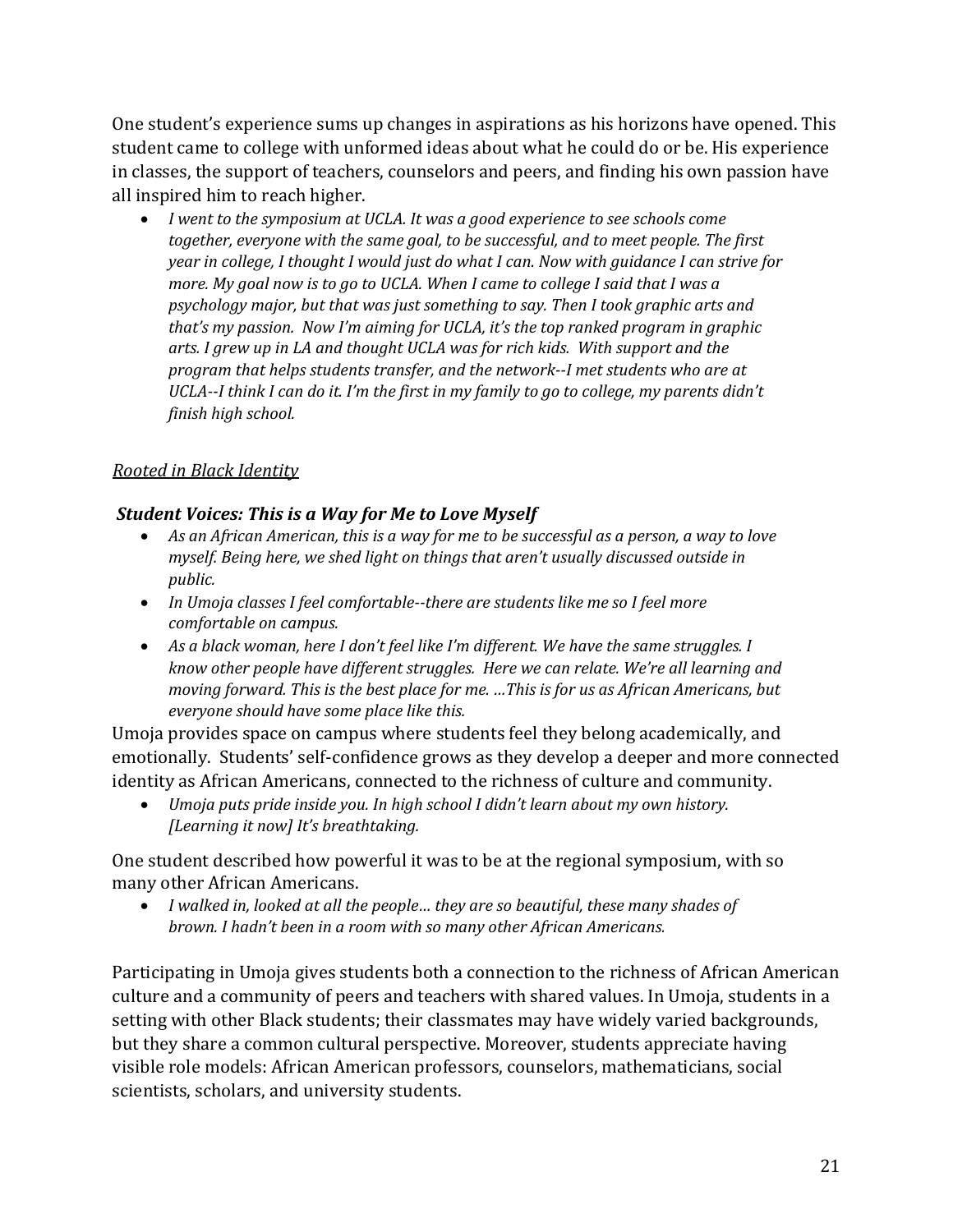One student's experience sums up changes in aspirations as his horizons have opened. This student came to college with unformed ideas about what he could do or be. His experience in classes, the support of teachers, counselors and peers, and finding his own passion have all inspired him to reach higher.

- *I went to the symposium at UCLA. It was a good experience to see schools come together, everyone with the same goal, to be successful, and to meet people. The first year in college, I thought I would just do what I can. Now with guidance I can strive for more. My goal now is to go to UCLA. When I came to college I said that I was a psychology major, but that was just something to say. Then I took graphic arts and that's my passion. Now I'm aiming for UCLA, it's the top ranked program in graphic arts. I grew up in LA and thought UCLA was for rich kids. With support and the program that helps students transfer, and the network--I met students who are at UCLA--I think I can do it. I'm the first in my family to go to college, my parents didn't finish high school.*

<u>*Rooted in Black Identity*</u>

***Student Voices: This is a Way for Me to Love Myself***

- *As an African American, this is a way for me to be successful as a person, a way to love myself. Being here, we shed light on things that aren't usually discussed outside in public.*
- *In Umoja classes I feel comfortable--there are students like me so I feel more comfortable on campus.*
- *As a black woman, here I don't feel like I'm different. We have the same struggles. I know other people have different struggles. Here we can relate. We're all learning and moving forward. This is the best place for me. …This is for us as African Americans, but everyone should have some place like this.*

Umoja provides space on campus where students feel they belong academically, and emotionally. Students' self-confidence grows as they develop a deeper and more connected identity as African Americans, connected to the richness of culture and community.

- *Umoja puts pride inside you. In high school I didn't learn about my own history. [Learning it now] It's breathtaking.*

One student described how powerful it was to be at the regional symposium, with so many other African Americans.

- *I walked in, looked at all the people… they are so beautiful, these many shades of brown. I hadn't been in a room with so many other African Americans.*

Participating in Umoja gives students both a connection to the richness of African American culture and a community of peers and teachers with shared values. In Umoja, students in a setting with other Black students; their classmates may have widely varied backgrounds, but they share a common cultural perspective. Moreover, students appreciate having visible role models: African American professors, counselors, mathematicians, social scientists, scholars, and university students.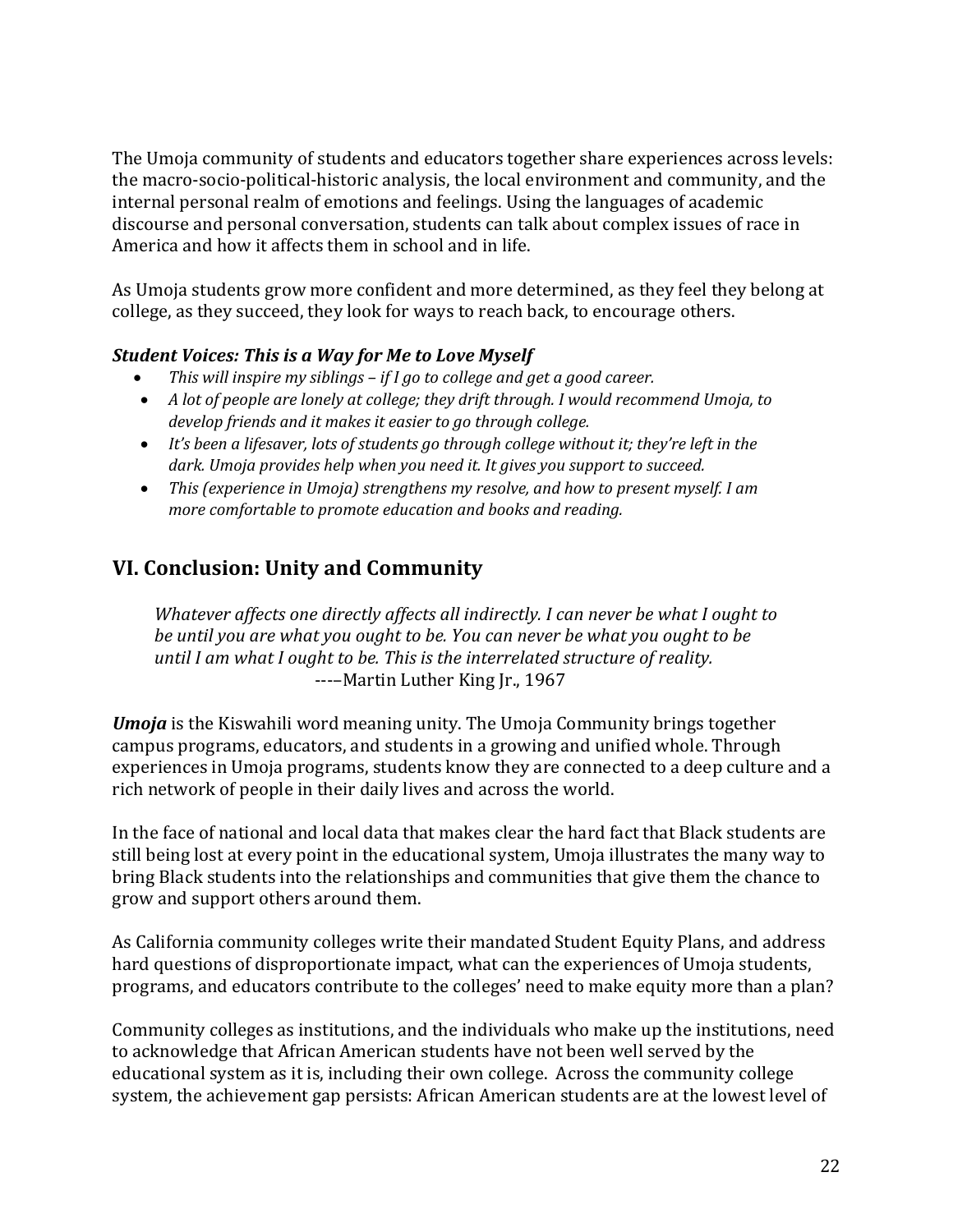The Umoja community of students and educators together share experiences across levels: the macro-socio-political-historic analysis, the local environment and community, and the internal personal realm of emotions and feelings. Using the languages of academic discourse and personal conversation, students can talk about complex issues of race in America and how it affects them in school and in life.

As Umoja students grow more confident and more determined, as they feel they belong at college, as they succeed, they look for ways to reach back, to encourage others.

***Student Voices: This is a Way for Me to Love Myself***

- *This will inspire my siblings – if I go to college and get a good career.*
- *A lot of people are lonely at college; they drift through. I would recommend Umoja, to develop friends and it makes it easier to go through college.*
- *It's been a lifesaver, lots of students go through college without it; they're left in the dark. Umoja provides help when you need it. It gives you support to succeed.*
- *This (experience in Umoja) strengthens my resolve, and how to present myself. I am more comfortable to promote education and books and reading.*

## VI. Conclusion: Unity and Community

> *Whatever affects one directly affects all indirectly. I can never be what I ought to be until you are what you ought to be. You can never be what you ought to be until I am what I ought to be. This is the interrelated structure of reality.*
> ----–Martin Luther King Jr., 1967

***Umoja*** is the Kiswahili word meaning unity. The Umoja Community brings together campus programs, educators, and students in a growing and unified whole. Through experiences in Umoja programs, students know they are connected to a deep culture and a rich network of people in their daily lives and across the world.

In the face of national and local data that makes clear the hard fact that Black students are still being lost at every point in the educational system, Umoja illustrates the many way to bring Black students into the relationships and communities that give them the chance to grow and support others around them.

As California community colleges write their mandated Student Equity Plans, and address hard questions of disproportionate impact, what can the experiences of Umoja students, programs, and educators contribute to the colleges' need to make equity more than a plan?

Community colleges as institutions, and the individuals who make up the institutions, need to acknowledge that African American students have not been well served by the educational system as it is, including their own college. Across the community college system, the achievement gap persists: African American students are at the lowest level of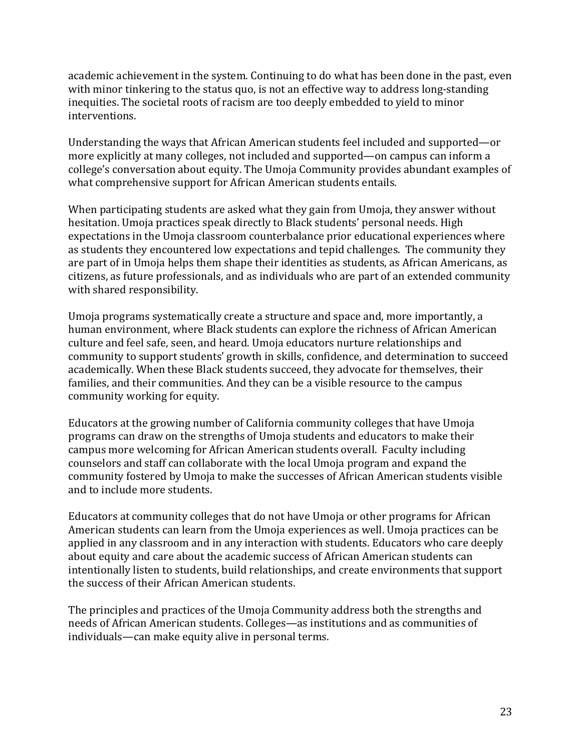academic achievement in the system. Continuing to do what has been done in the past, even with minor tinkering to the status quo, is not an effective way to address long-standing inequities. The societal roots of racism are too deeply embedded to yield to minor interventions.

Understanding the ways that African American students feel included and supported—or more explicitly at many colleges, not included and supported—on campus can inform a college's conversation about equity. The Umoja Community provides abundant examples of what comprehensive support for African American students entails.

When participating students are asked what they gain from Umoja, they answer without hesitation. Umoja practices speak directly to Black students' personal needs. High expectations in the Umoja classroom counterbalance prior educational experiences where as students they encountered low expectations and tepid challenges. The community they are part of in Umoja helps them shape their identities as students, as African Americans, as citizens, as future professionals, and as individuals who are part of an extended community with shared responsibility.

Umoja programs systematically create a structure and space and, more importantly, a human environment, where Black students can explore the richness of African American culture and feel safe, seen, and heard. Umoja educators nurture relationships and community to support students' growth in skills, confidence, and determination to succeed academically. When these Black students succeed, they advocate for themselves, their families, and their communities. And they can be a visible resource to the campus community working for equity.

Educators at the growing number of California community colleges that have Umoja programs can draw on the strengths of Umoja students and educators to make their campus more welcoming for African American students overall. Faculty including counselors and staff can collaborate with the local Umoja program and expand the community fostered by Umoja to make the successes of African American students visible and to include more students.

Educators at community colleges that do not have Umoja or other programs for African American students can learn from the Umoja experiences as well. Umoja practices can be applied in any classroom and in any interaction with students. Educators who care deeply about equity and care about the academic success of African American students can intentionally listen to students, build relationships, and create environments that support the success of their African American students.

The principles and practices of the Umoja Community address both the strengths and needs of African American students. Colleges—as institutions and as communities of individuals—can make equity alive in personal terms.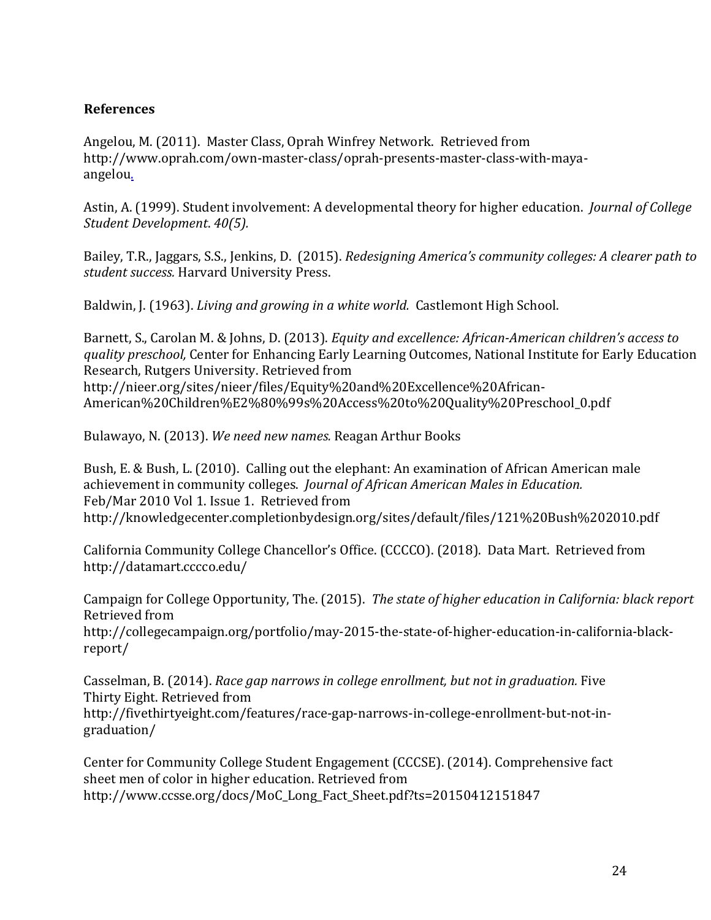**References**

Angelou, M. (2011). Master Class, Oprah Winfrey Network. Retrieved from http://www.oprah.com/own-master-class/oprah-presents-master-class-with-maya-angelou.

Astin, A. (1999). Student involvement: A developmental theory for higher education. *Journal of College Student Development*. *40(5).*

Bailey, T.R., Jaggars, S.S., Jenkins, D. (2015). *Redesigning America's community colleges: A clearer path to student success.* Harvard University Press.

Baldwin, J. (1963). *Living and growing in a white world.* Castlemont High School.

Barnett, S., Carolan M. & Johns, D. (2013). *Equity and excellence: African-American children's access to quality preschool,* Center for Enhancing Early Learning Outcomes, National Institute for Early Education Research, Rutgers University. Retrieved from http://nieer.org/sites/nieer/files/Equity%20and%20Excellence%20African-American%20Children%E2%80%99s%20Access%20to%20Quality%20Preschool_0.pdf

Bulawayo, N. (2013). *We need new names.* Reagan Arthur Books

Bush, E. & Bush, L. (2010). Calling out the elephant: An examination of African American male achievement in community colleges. *Journal of African American Males in Education.* Feb/Mar 2010 Vol 1. Issue 1. Retrieved from http://knowledgecenter.completionbydesign.org/sites/default/files/121%20Bush%202010.pdf

California Community College Chancellor's Office. (CCCCO). (2018). Data Mart. Retrieved from http://datamart.cccco.edu/

Campaign for College Opportunity, The. (2015). *The state of higher education in California: black report* Retrieved from http://collegecampaign.org/portfolio/may-2015-the-state-of-higher-education-in-california-black-report/

Casselman, B. (2014). *Race gap narrows in college enrollment, but not in graduation.* Five Thirty Eight. Retrieved from http://fivethirtyeight.com/features/race-gap-narrows-in-college-enrollment-but-not-in-graduation/

Center for Community College Student Engagement (CCCSE). (2014). Comprehensive fact sheet men of color in higher education. Retrieved from http://www.ccsse.org/docs/MoC_Long_Fact_Sheet.pdf?ts=20150412151847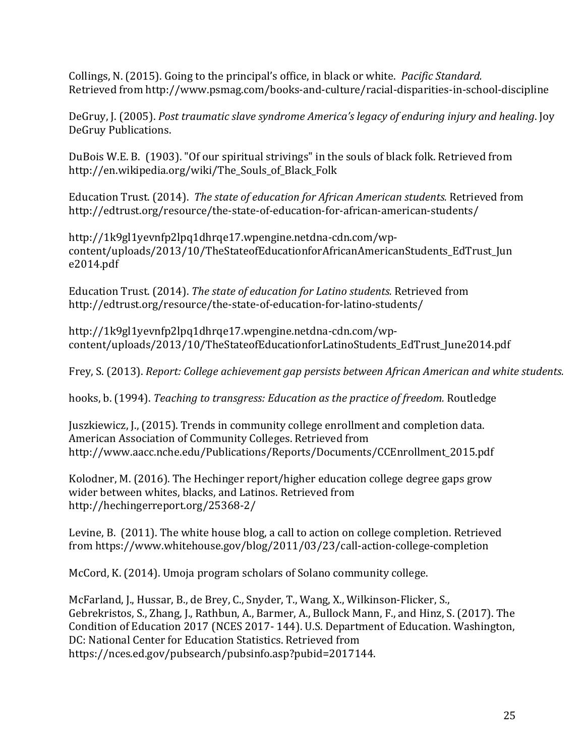Collings, N. (2015). Going to the principal's office, in black or white. *Pacific Standard.* Retrieved from http://www.psmag.com/books-and-culture/racial-disparities-in-school-discipline

DeGruy, J. (2005). *Post traumatic slave syndrome America's legacy of enduring injury and healing.* Joy DeGruy Publications.

DuBois W.E. B. (1903). "Of our spiritual strivings" in the souls of black folk. Retrieved from http://en.wikipedia.org/wiki/The_Souls_of_Black_Folk

Education Trust. (2014). *The state of education for African American students.* Retrieved from http://edtrust.org/resource/the-state-of-education-for-african-american-students/

http://1k9gl1yevnfp2lpq1dhrqe17.wpengine.netdna-cdn.com/wp-content/uploads/2013/10/TheStateofEducationforAfricanAmericanStudents_EdTrust_June2014.pdf

Education Trust. (2014). *The state of education for Latino students.* Retrieved from http://edtrust.org/resource/the-state-of-education-for-latino-students/

http://1k9gl1yevnfp2lpq1dhrqe17.wpengine.netdna-cdn.com/wp-content/uploads/2013/10/TheStateofEducationforLatinoStudents_EdTrust_June2014.pdf

Frey, S. (2013). *Report: College achievement gap persists between African American and white students.*

hooks, b. (1994). *Teaching to transgress: Education as the practice of freedom.* Routledge

Juszkiewicz, J., (2015). Trends in community college enrollment and completion data. American Association of Community Colleges. Retrieved from http://www.aacc.nche.edu/Publications/Reports/Documents/CCEnrollment_2015.pdf

Kolodner, M. (2016). The Hechinger report/higher education college degree gaps grow wider between whites, blacks, and Latinos. Retrieved from http://hechingerreport.org/25368-2/

Levine, B. (2011). The white house blog, a call to action on college completion. Retrieved from https://www.whitehouse.gov/blog/2011/03/23/call-action-college-completion

McCord, K. (2014). Umoja program scholars of Solano community college.

McFarland, J., Hussar, B., de Brey, C., Snyder, T., Wang, X., Wilkinson-Flicker, S., Gebrekristos, S., Zhang, J., Rathbun, A., Barmer, A., Bullock Mann, F., and Hinz, S. (2017). The Condition of Education 2017 (NCES 2017- 144). U.S. Department of Education. Washington, DC: National Center for Education Statistics. Retrieved from https://nces.ed.gov/pubsearch/pubsinfo.asp?pubid=2017144.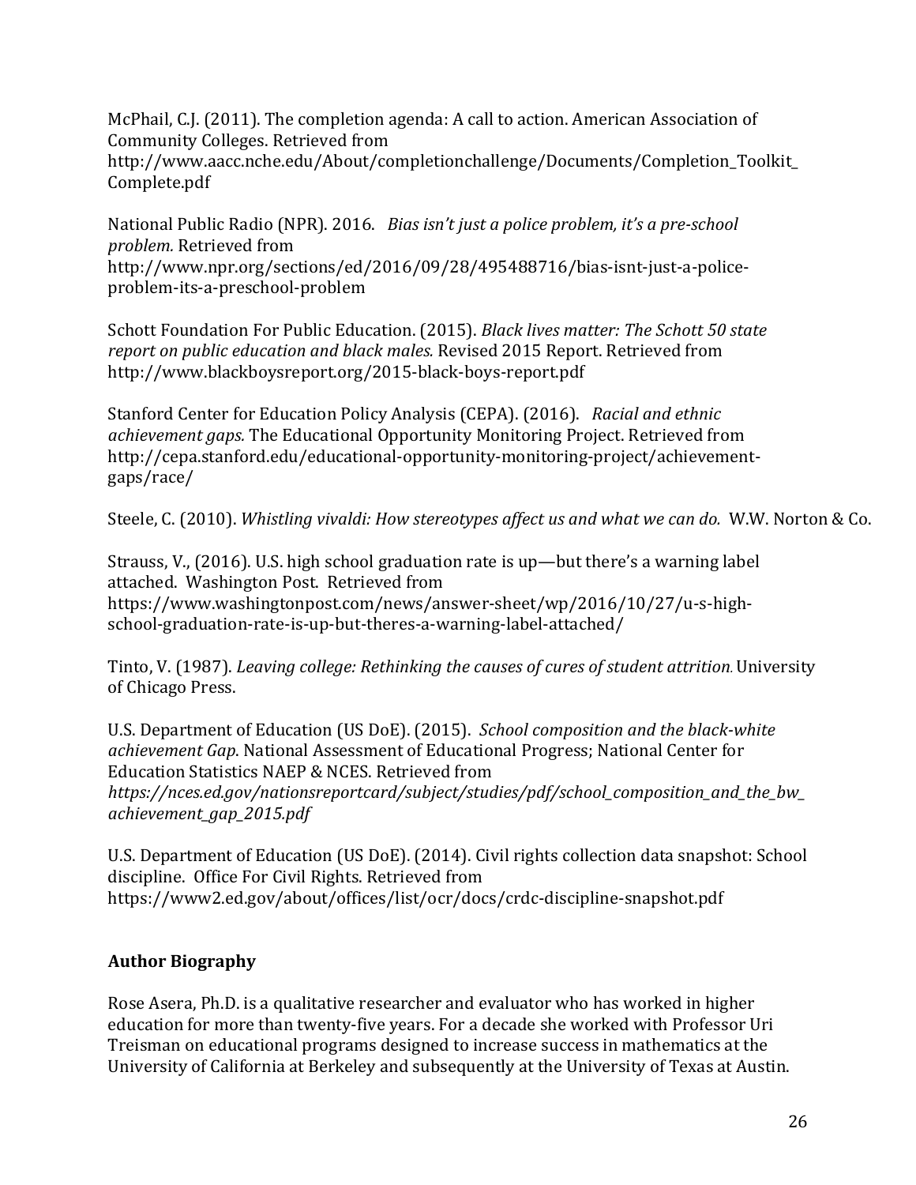McPhail, C.J. (2011). The completion agenda: A call to action. American Association of Community Colleges. Retrieved from http://www.aacc.nche.edu/About/completionchallenge/Documents/Completion_Toolkit_Complete.pdf

National Public Radio (NPR). 2016. *Bias isn't just a police problem, it's a pre-school problem.* Retrieved from http://www.npr.org/sections/ed/2016/09/28/495488716/bias-isnt-just-a-police-problem-its-a-preschool-problem

Schott Foundation For Public Education. (2015). *Black lives matter: The Schott 50 state report on public education and black males.* Revised 2015 Report. Retrieved from http://www.blackboysreport.org/2015-black-boys-report.pdf

Stanford Center for Education Policy Analysis (CEPA). (2016). *Racial and ethnic achievement gaps.* The Educational Opportunity Monitoring Project. Retrieved from http://cepa.stanford.edu/educational-opportunity-monitoring-project/achievement-gaps/race/

Steele, C. (2010). *Whistling vivaldi: How stereotypes affect us and what we can do.* W.W. Norton & Co.

Strauss, V., (2016). U.S. high school graduation rate is up—but there's a warning label attached. Washington Post. Retrieved from https://www.washingtonpost.com/news/answer-sheet/wp/2016/10/27/u-s-high-school-graduation-rate-is-up-but-theres-a-warning-label-attached/

Tinto, V. (1987). *Leaving college: Rethinking the causes of cures of student attrition.* University of Chicago Press.

U.S. Department of Education (US DoE). (2015). *School composition and the black-white achievement Gap*. National Assessment of Educational Progress; National Center for Education Statistics NAEP & NCES. Retrieved from *https://nces.ed.gov/nationsreportcard/subject/studies/pdf/school_composition_and_the_bw_achievement_gap_2015.pdf*

U.S. Department of Education (US DoE). (2014). Civil rights collection data snapshot: School discipline. Office For Civil Rights. Retrieved from https://www2.ed.gov/about/offices/list/ocr/docs/crdc-discipline-snapshot.pdf

## Author Biography

Rose Asera, Ph.D. is a qualitative researcher and evaluator who has worked in higher education for more than twenty-five years. For a decade she worked with Professor Uri Treisman on educational programs designed to increase success in mathematics at the University of California at Berkeley and subsequently at the University of Texas at Austin.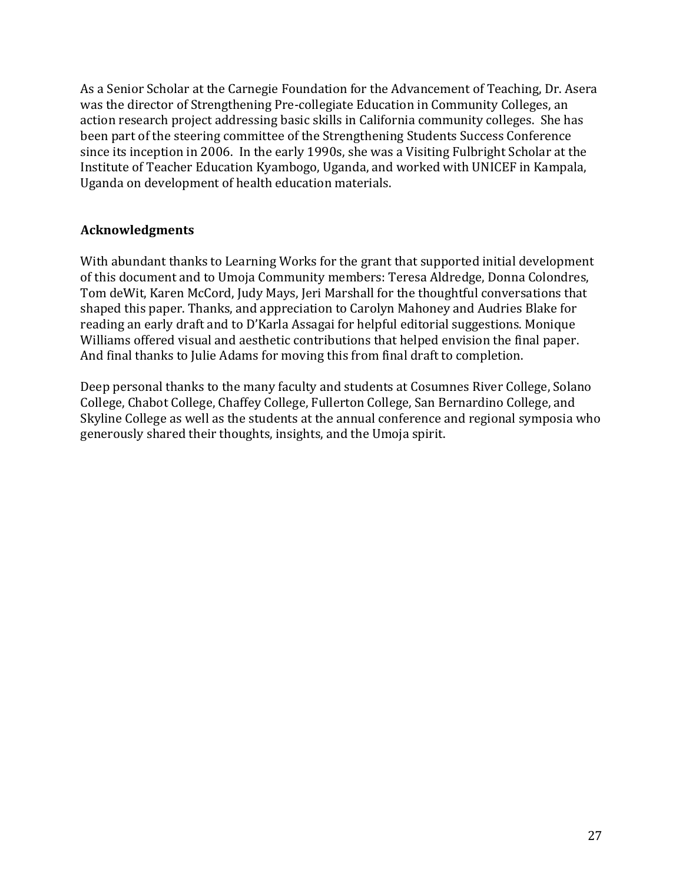As a Senior Scholar at the Carnegie Foundation for the Advancement of Teaching, Dr. Asera was the director of Strengthening Pre-collegiate Education in Community Colleges, an action research project addressing basic skills in California community colleges. She has been part of the steering committee of the Strengthening Students Success Conference since its inception in 2006. In the early 1990s, she was a Visiting Fulbright Scholar at the Institute of Teacher Education Kyambogo, Uganda, and worked with UNICEF in Kampala, Uganda on development of health education materials.

## Acknowledgments

With abundant thanks to Learning Works for the grant that supported initial development of this document and to Umoja Community members: Teresa Aldredge, Donna Colondres, Tom deWit, Karen McCord, Judy Mays, Jeri Marshall for the thoughtful conversations that shaped this paper. Thanks, and appreciation to Carolyn Mahoney and Audries Blake for reading an early draft and to D'Karla Assagai for helpful editorial suggestions. Monique Williams offered visual and aesthetic contributions that helped envision the final paper. And final thanks to Julie Adams for moving this from final draft to completion.

Deep personal thanks to the many faculty and students at Cosumnes River College, Solano College, Chabot College, Chaffey College, Fullerton College, San Bernardino College, and Skyline College as well as the students at the annual conference and regional symposia who generously shared their thoughts, insights, and the Umoja spirit.